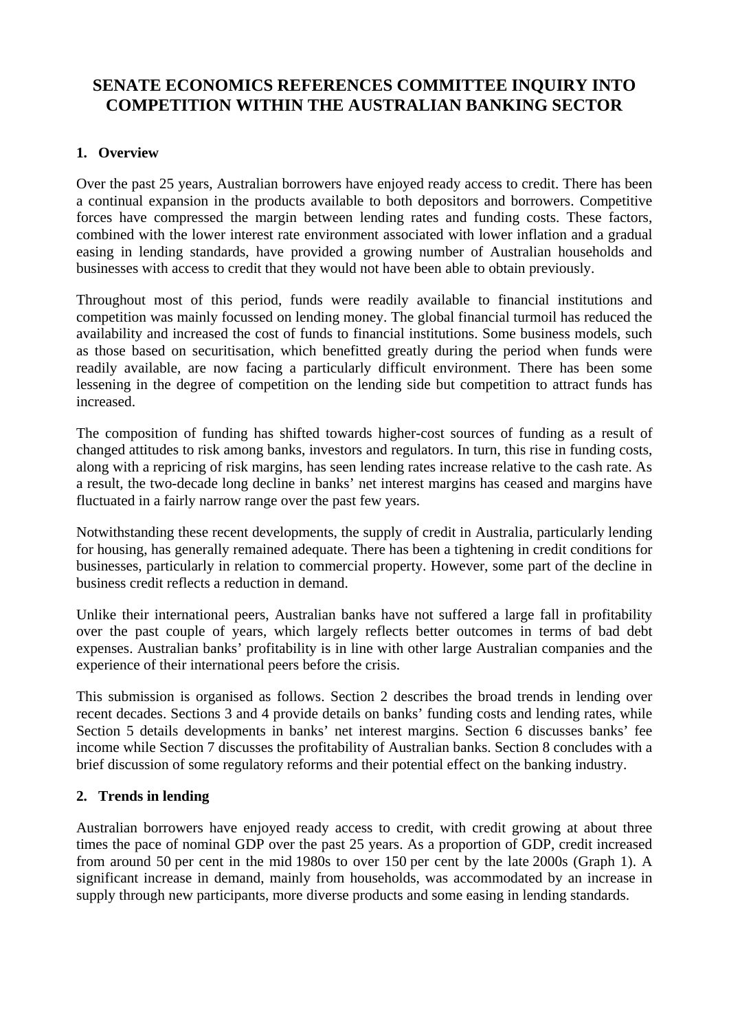# SENATE ECONOMICS REFERENCES COMMITTEE INQUIRY INTO COMPETITION WITHIN THE AUSTRALIAN BANKING SECTOR

## 1. Overview

Over the past 25 years, Australian borrowers have enjoyed ready access to credit. There has been a continual expansion in the products available to both depositors and borrowers. Competitive forces have compressed the margin between lending rates and funding costs. These factors, combined with the lower interest rate environment associated with lower inflation and a gradual easing in lending standards, have provided a growing number of Australian households and businesses with access to credit that they would not have been able to obtain previously.

Throughout most of this period, funds were readily available to financial institutions and competition was mainly focussed on lending money. The global financial turmoil has reduced the availability and increased the cost of funds to financial institutions. Some business models, such as those based on securitisation, which benefitted greatly during the period when funds were readily available, are now facing a particularly difficult environment. There has been some lessening in the degree of competition on the lending side but competition to attract funds has increased.

The composition of funding has shifted towards higher-cost sources of funding as a result of changed attitudes to risk among banks, investors and regulators. In turn, this rise in funding costs, along with a repricing of risk margins, has seen lending rates increase relative to the cash rate. As a result, the two-decade long decline in banks' net interest margins has ceased and margins have fluctuated in a fairly narrow range over the past few years.

Notwithstanding these recent developments, the supply of credit in Australia, particularly lending for housing, has generally remained adequate. There has been a tightening in credit conditions for businesses, particularly in relation to commercial property. However, some part of the decline in business credit reflects a reduction in demand.

Unlike their international peers, Australian banks have not suffered a large fall in profitability over the past couple of years, which largely reflects better outcomes in terms of bad debt expenses. Australian banks' profitability is in line with other large Australian companies and the experience of their international peers before the crisis.

This submission is organised as follows. Section 2 describes the broad trends in lending over recent decades. Sections 3 and 4 provide details on banks' funding costs and lending rates, while Section 5 details developments in banks' net interest margins. Section 6 discusses banks' fee income while Section 7 discusses the profitability of Australian banks. Section 8 concludes with a brief discussion of some regulatory reforms and their potential effect on the banking industry.

## 2. Trends in lending

Australian borrowers have enjoyed ready access to credit, with credit growing at about three times the pace of nominal GDP over the past 25 years. As a proportion of GDP, credit increased from around 50 per cent in the mid 1980s to over 150 per cent by the late 2000s (Graph 1). A significant increase in demand, mainly from households, was accommodated by an increase in supply through new participants, more diverse products and some easing in lending standards.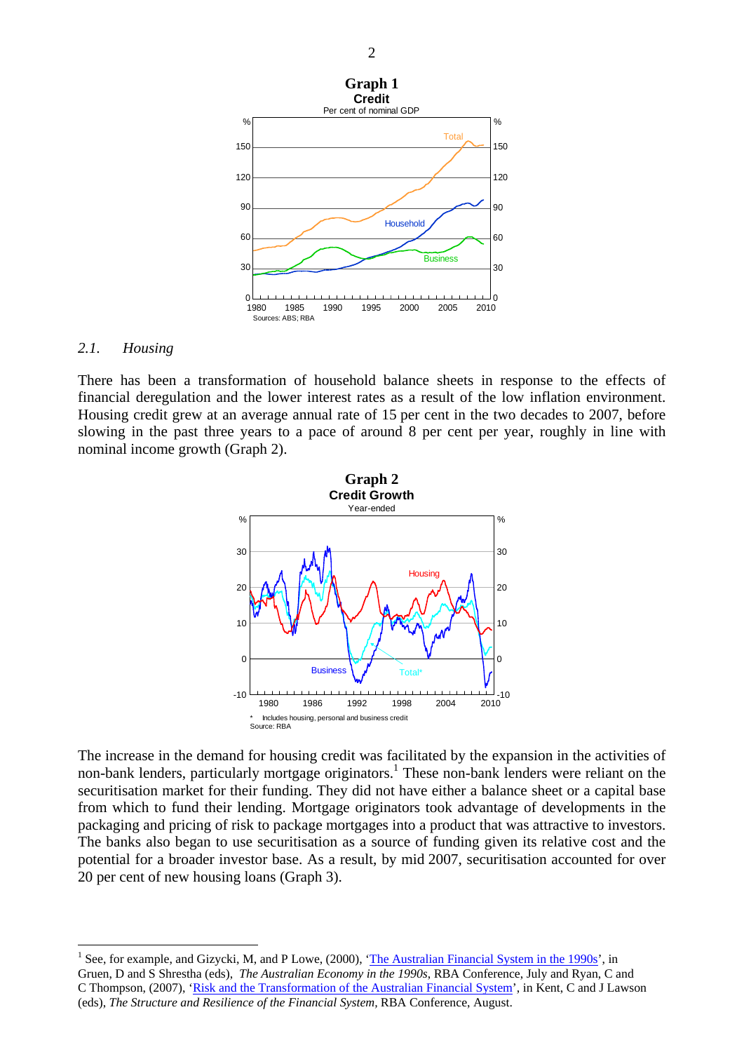**Graph 1**
**Credit**
Per cent of nominal GDP

Sources: ABS; RBA

### 2.1. *Housing*

There has been a transformation of household balance sheets in response to the effects of financial deregulation and the lower interest rates as a result of the low inflation environment. Housing credit grew at an average annual rate of 15 per cent in the two decades to 2007, before slowing in the past three years to a pace of around 8 per cent per year, roughly in line with nominal income growth (Graph 2).

**Graph 2**
**Credit Growth**
Year-ended

\* Includes housing, personal and business credit
Source: RBA

The increase in the demand for housing credit was facilitated by the expansion in the activities of non-bank lenders, particularly mortgage originators.[1] These non-bank lenders were reliant on the securitisation market for their funding. They did not have either a balance sheet or a capital base from which to fund their lending. Mortgage originators took advantage of developments in the packaging and pricing of risk to package mortgages into a product that was attractive to investors. The banks also began to use securitisation as a source of funding given its relative cost and the potential for a broader investor base. As a result, by mid 2007, securitisation accounted for over 20 per cent of new housing loans (Graph 3).

---

[1] See, for example, and Gizycki, M, and P Lowe, (2000), 'The Australian Financial System in the 1990s', in Gruen, D and S Shrestha (eds), *The Australian Economy in the 1990s*, RBA Conference, July and Ryan, C and C Thompson, (2007), 'Risk and the Transformation of the Australian Financial System', in Kent, C and J Lawson (eds), *The Structure and Resilience of the Financial System*, RBA Conference, August.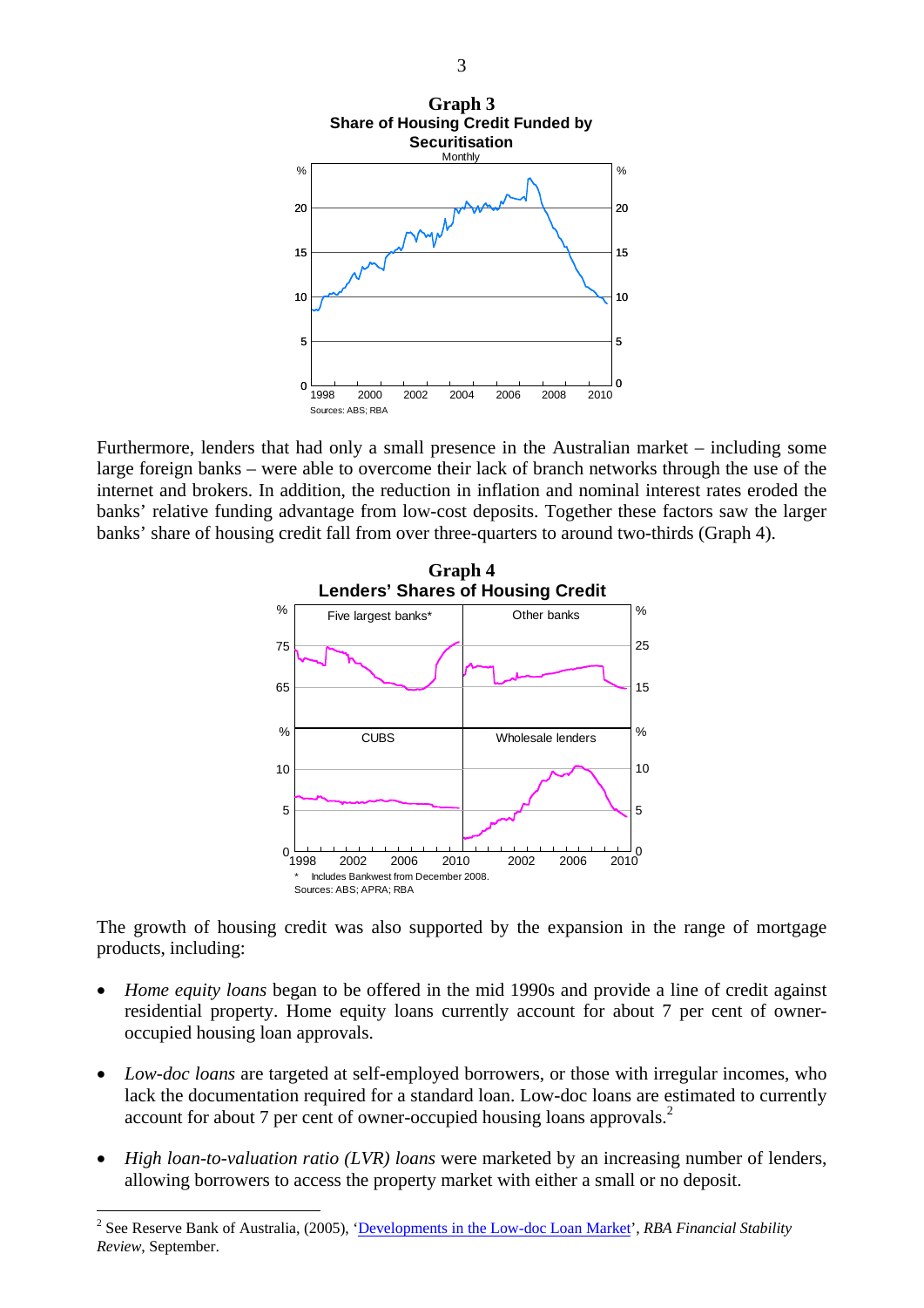**Graph 3**
**Share of Housing Credit Funded by Securitisation**
Monthly

Sources: ABS; RBA

Furthermore, lenders that had only a small presence in the Australian market – including some large foreign banks – were able to overcome their lack of branch networks through the use of the internet and brokers. In addition, the reduction in inflation and nominal interest rates eroded the banks' relative funding advantage from low-cost deposits. Together these factors saw the larger banks' share of housing credit fall from over three-quarters to around two-thirds (Graph 4).

**Graph 4**
**Lenders' Shares of Housing Credit**

\* Includes Bankwest from December 2008.
Sources: ABS; APRA; RBA

The growth of housing credit was also supported by the expansion in the range of mortgage products, including:

- *Home equity loans* began to be offered in the mid 1990s and provide a line of credit against residential property. Home equity loans currently account for about 7 per cent of owner-occupied housing loan approvals.
- *Low-doc loans* are targeted at self-employed borrowers, or those with irregular incomes, who lack the documentation required for a standard loan. Low-doc loans are estimated to currently account for about 7 per cent of owner-occupied housing loans approvals.[2]
- *High loan-to-valuation ratio (LVR) loans* were marketed by an increasing number of lenders, allowing borrowers to access the property market with either a small or no deposit.

---

[2] See Reserve Bank of Australia, (2005), 'Developments in the Low-doc Loan Market', *RBA Financial Stability Review*, September.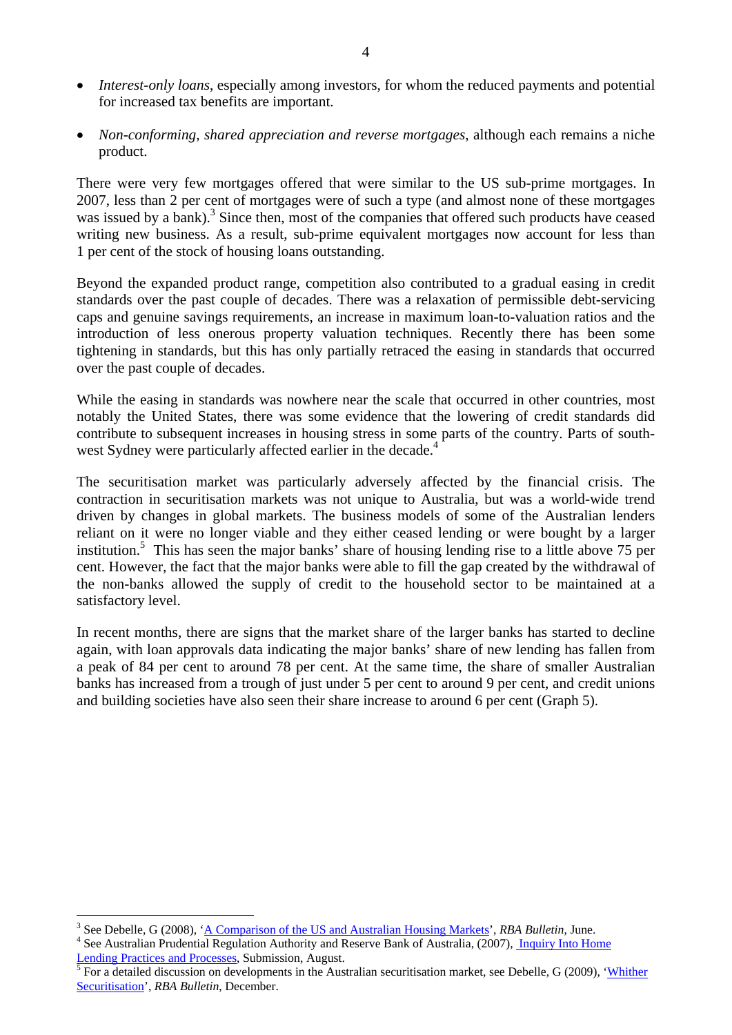- *Interest-only loans*, especially among investors, for whom the reduced payments and potential for increased tax benefits are important.

- *Non-conforming, shared appreciation and reverse mortgages*, although each remains a niche product.

There were very few mortgages offered that were similar to the US sub-prime mortgages. In 2007, less than 2 per cent of mortgages were of such a type (and almost none of these mortgages was issued by a bank).[3] Since then, most of the companies that offered such products have ceased writing new business. As a result, sub-prime equivalent mortgages now account for less than 1 per cent of the stock of housing loans outstanding.

Beyond the expanded product range, competition also contributed to a gradual easing in credit standards over the past couple of decades. There was a relaxation of permissible debt-servicing caps and genuine savings requirements, an increase in maximum loan-to-valuation ratios and the introduction of less onerous property valuation techniques. Recently there has been some tightening in standards, but this has only partially retraced the easing in standards that occurred over the past couple of decades.

While the easing in standards was nowhere near the scale that occurred in other countries, most notably the United States, there was some evidence that the lowering of credit standards did contribute to subsequent increases in housing stress in some parts of the country. Parts of south-west Sydney were particularly affected earlier in the decade.[4]

The securitisation market was particularly adversely affected by the financial crisis. The contraction in securitisation markets was not unique to Australia, but was a world-wide trend driven by changes in global markets. The business models of some of the Australian lenders reliant on it were no longer viable and they either ceased lending or were bought by a larger institution.[5] This has seen the major banks' share of housing lending rise to a little above 75 per cent. However, the fact that the major banks were able to fill the gap created by the withdrawal of the non-banks allowed the supply of credit to the household sector to be maintained at a satisfactory level.

In recent months, there are signs that the market share of the larger banks has started to decline again, with loan approvals data indicating the major banks' share of new lending has fallen from a peak of 84 per cent to around 78 per cent. At the same time, the share of smaller Australian banks has increased from a trough of just under 5 per cent to around 9 per cent, and credit unions and building societies have also seen their share increase to around 6 per cent (Graph 5).

---

[3] See Debelle, G (2008), 'A Comparison of the US and Australian Housing Markets', *RBA Bulletin*, June.

[4] See Australian Prudential Regulation Authority and Reserve Bank of Australia, (2007), Inquiry Into Home Lending Practices and Processes, Submission, August.

[5] For a detailed discussion on developments in the Australian securitisation market, see Debelle, G (2009), 'Whither Securitisation', *RBA Bulletin*, December.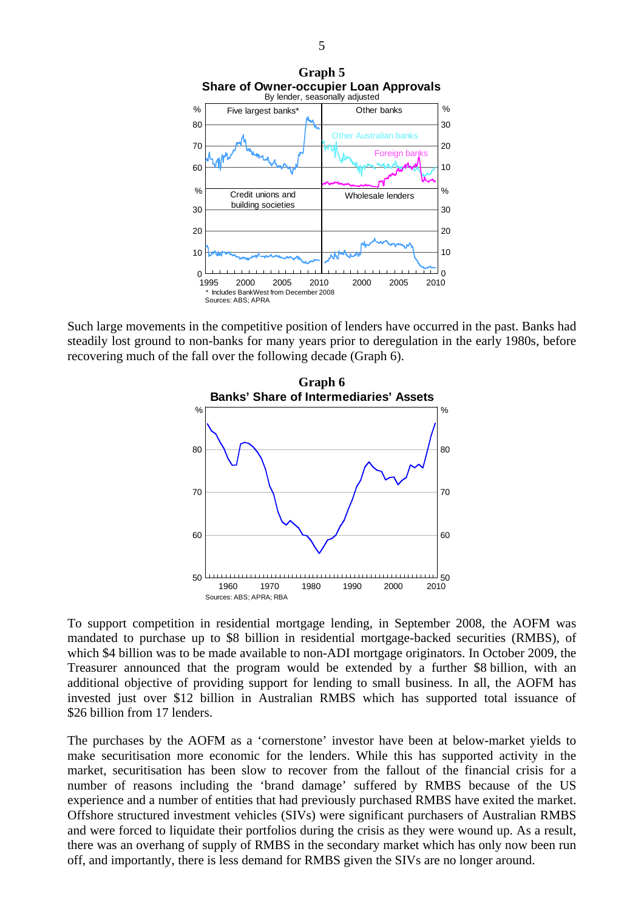**Graph 5**
**Share of Owner-occupier Loan Approvals**
By lender, seasonally adjusted

\* Includes BankWest from December 2008
Sources: ABS; APRA

Such large movements in the competitive position of lenders have occurred in the past. Banks had steadily lost ground to non-banks for many years prior to deregulation in the early 1980s, before recovering much of the fall over the following decade (Graph 6).

**Graph 6**
**Banks' Share of Intermediaries' Assets**

Sources: ABS; APRA; RBA

To support competition in residential mortgage lending, in September 2008, the AOFM was mandated to purchase up to \$8 billion in residential mortgage-backed securities (RMBS), of which \$4 billion was to be made available to non-ADI mortgage originators. In October 2009, the Treasurer announced that the program would be extended by a further \$8 billion, with an additional objective of providing support for lending to small business. In all, the AOFM has invested just over \$12 billion in Australian RMBS which has supported total issuance of \$26 billion from 17 lenders.

The purchases by the AOFM as a 'cornerstone' investor have been at below-market yields to make securitisation more economic for the lenders. While this has supported activity in the market, securitisation has been slow to recover from the fallout of the financial crisis for a number of reasons including the 'brand damage' suffered by RMBS because of the US experience and a number of entities that had previously purchased RMBS have exited the market. Offshore structured investment vehicles (SIVs) were significant purchasers of Australian RMBS and were forced to liquidate their portfolios during the crisis as they were wound up. As a result, there was an overhang of supply of RMBS in the secondary market which has only now been run off, and importantly, there is less demand for RMBS given the SIVs are no longer around.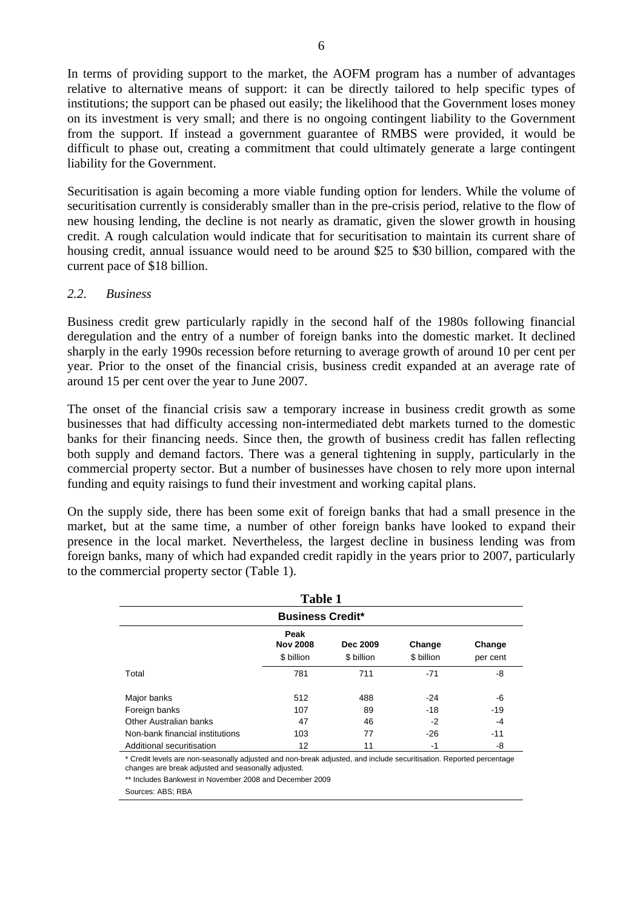In terms of providing support to the market, the AOFM program has a number of advantages relative to alternative means of support: it can be directly tailored to help specific types of institutions; the support can be phased out easily; the likelihood that the Government loses money on its investment is very small; and there is no ongoing contingent liability to the Government from the support. If instead a government guarantee of RMBS were provided, it would be difficult to phase out, creating a commitment that could ultimately generate a large contingent liability for the Government.

Securitisation is again becoming a more viable funding option for lenders. While the volume of securitisation currently is considerably smaller than in the pre-crisis period, relative to the flow of new housing lending, the decline is not nearly as dramatic, given the slower growth in housing credit. A rough calculation would indicate that for securitisation to maintain its current share of housing credit, annual issuance would need to be around \$25 to \$30 billion, compared with the current pace of \$18 billion.

### *2.2. Business*

Business credit grew particularly rapidly in the second half of the 1980s following financial deregulation and the entry of a number of foreign banks into the domestic market. It declined sharply in the early 1990s recession before returning to average growth of around 10 per cent per year. Prior to the onset of the financial crisis, business credit expanded at an average rate of around 15 per cent over the year to June 2007.

The onset of the financial crisis saw a temporary increase in business credit growth as some businesses that had difficulty accessing non-intermediated debt markets turned to the domestic banks for their financing needs. Since then, the growth of business credit has fallen reflecting both supply and demand factors. There was a general tightening in supply, particularly in the commercial property sector. But a number of businesses have chosen to rely more upon internal funding and equity raisings to fund their investment and working capital plans.

On the supply side, there has been some exit of foreign banks that had a small presence in the market, but at the same time, a number of other foreign banks have looked to expand their presence in the local market. Nevertheless, the largest decline in business lending was from foreign banks, many of which had expanded credit rapidly in the years prior to 2007, particularly to the commercial property sector (Table 1).

**Table 1**

**Business Credit***

| | Peak **Nov 2008** \$ billion | **Dec 2009** \$ billion | **Change** \$ billion | **Change** per cent |
|---|---|---|---|---|
| Total | 781 | 711 | -71 | -8 |
| Major banks | 512 | 488 | -24 | -6 |
| Foreign banks | 107 | 89 | -18 | -19 |
| Other Australian banks | 47 | 46 | -2 | -4 |
| Non-bank financial institutions | 103 | 77 | -26 | -11 |
| Additional securitisation | 12 | 11 | -1 | -8 |

\* Credit levels are non-seasonally adjusted and non-break adjusted, and include securitisation. Reported percentage changes are break adjusted and seasonally adjusted.

\*\* Includes Bankwest in November 2008 and December 2009

Sources: ABS; RBA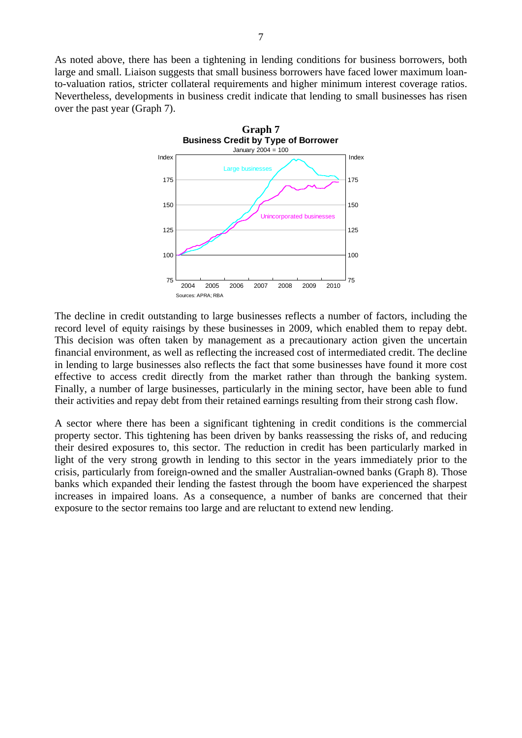As noted above, there has been a tightening in lending conditions for business borrowers, both large and small. Liaison suggests that small business borrowers have faced lower maximum loan-to-valuation ratios, stricter collateral requirements and higher minimum interest coverage ratios. Nevertheless, developments in business credit indicate that lending to small businesses has risen over the past year (Graph 7).

**Graph 7**
**Business Credit by Type of Borrower**
January 2004 = 100

Sources: APRA; RBA

The decline in credit outstanding to large businesses reflects a number of factors, including the record level of equity raisings by these businesses in 2009, which enabled them to repay debt. This decision was often taken by management as a precautionary action given the uncertain financial environment, as well as reflecting the increased cost of intermediated credit. The decline in lending to large businesses also reflects the fact that some businesses have found it more cost effective to access credit directly from the market rather than through the banking system. Finally, a number of large businesses, particularly in the mining sector, have been able to fund their activities and repay debt from their retained earnings resulting from their strong cash flow.

A sector where there has been a significant tightening in credit conditions is the commercial property sector. This tightening has been driven by banks reassessing the risks of, and reducing their desired exposures to, this sector. The reduction in credit has been particularly marked in light of the very strong growth in lending to this sector in the years immediately prior to the crisis, particularly from foreign-owned and the smaller Australian-owned banks (Graph 8). Those banks which expanded their lending the fastest through the boom have experienced the sharpest increases in impaired loans. As a consequence, a number of banks are concerned that their exposure to the sector remains too large and are reluctant to extend new lending.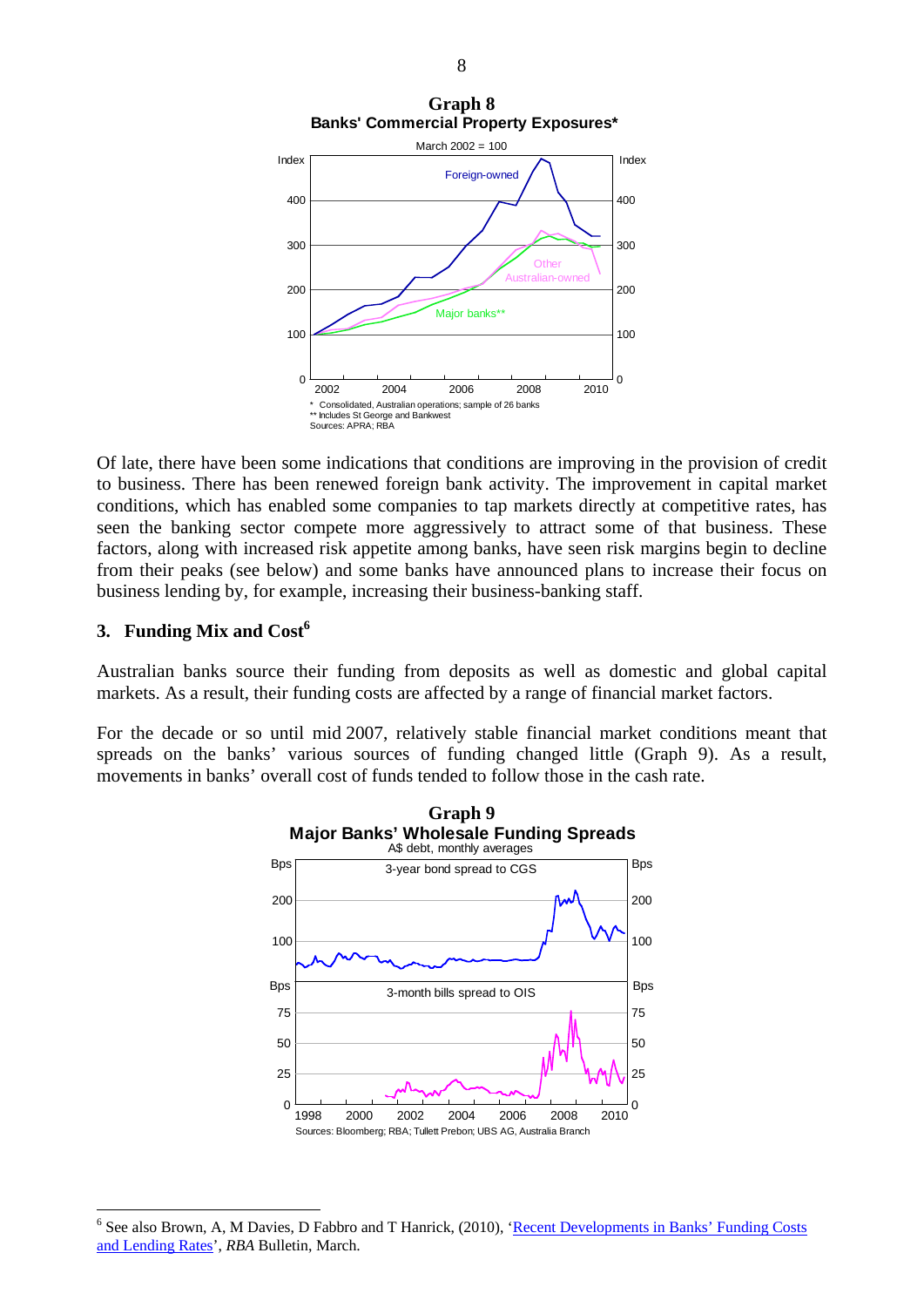**Graph 8**
**Banks' Commercial Property Exposures***

March 2002 = 100

\* Consolidated, Australian operations; sample of 26 banks
\*\* Includes St George and Bankwest
Sources: APRA; RBA

Of late, there have been some indications that conditions are improving in the provision of credit to business. There has been renewed foreign bank activity. The improvement in capital market conditions, which has enabled some companies to tap markets directly at competitive rates, has seen the banking sector compete more aggressively to attract some of that business. These factors, along with increased risk appetite among banks, have seen risk margins begin to decline from their peaks (see below) and some banks have announced plans to increase their focus on business lending by, for example, increasing their business-banking staff.

## 3. Funding Mix and Cost[6]

Australian banks source their funding from deposits as well as domestic and global capital markets. As a result, their funding costs are affected by a range of financial market factors.

For the decade or so until mid 2007, relatively stable financial market conditions meant that spreads on the banks' various sources of funding changed little (Graph 9). As a result, movements in banks' overall cost of funds tended to follow those in the cash rate.

**Graph 9**
**Major Banks' Wholesale Funding Spreads**

A$ debt, monthly averages

Sources: Bloomberg; RBA; Tullett Prebon; UBS AG, Australia Branch

---

[6] See also Brown, A, M Davies, D Fabbro and T Hanrick, (2010), 'Recent Developments in Banks' Funding Costs and Lending Rates', *RBA* Bulletin, March.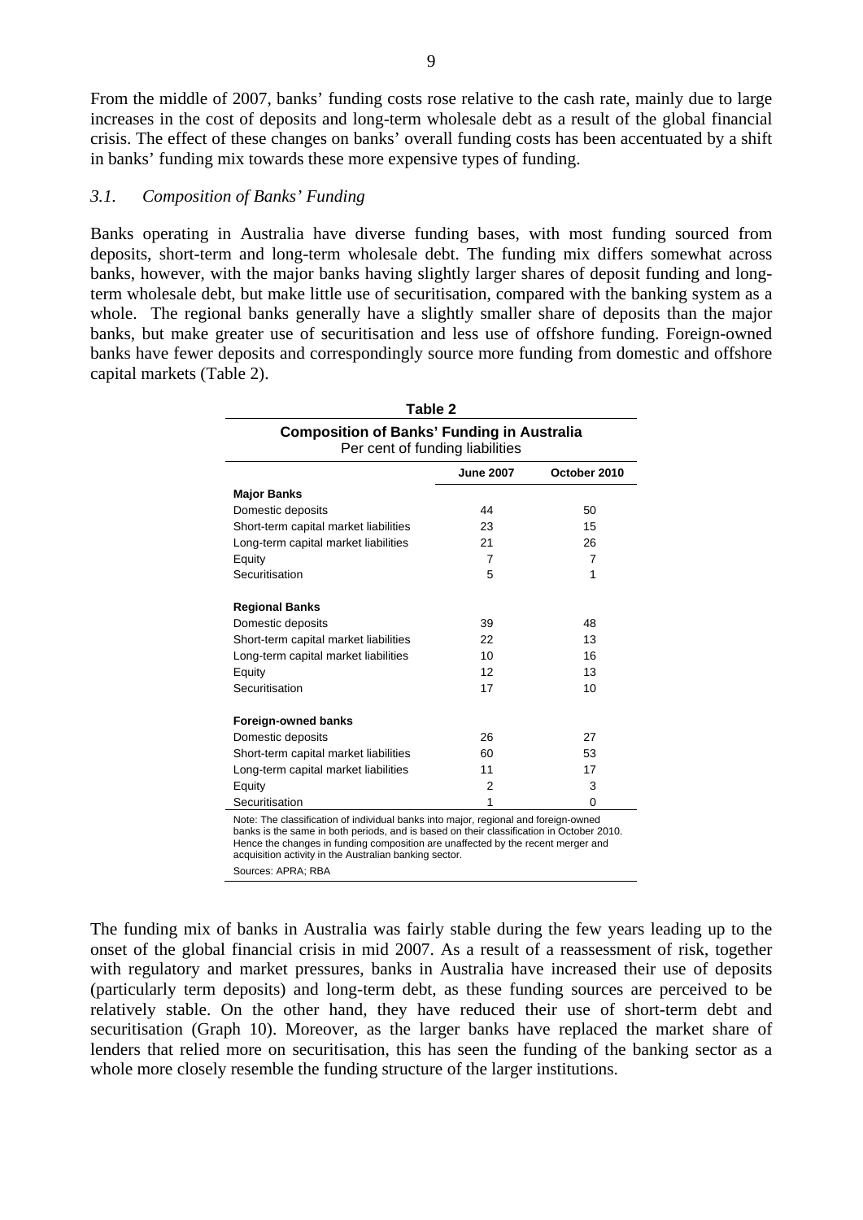From the middle of 2007, banks' funding costs rose relative to the cash rate, mainly due to large increases in the cost of deposits and long-term wholesale debt as a result of the global financial crisis. The effect of these changes on banks' overall funding costs has been accentuated by a shift in banks' funding mix towards these more expensive types of funding.

### *3.1. Composition of Banks' Funding*

Banks operating in Australia have diverse funding bases, with most funding sourced from deposits, short-term and long-term wholesale debt. The funding mix differs somewhat across banks, however, with the major banks having slightly larger shares of deposit funding and long-term wholesale debt, but make little use of securitisation, compared with the banking system as a whole. The regional banks generally have a slightly smaller share of deposits than the major banks, but make greater use of securitisation and less use of offshore funding. Foreign-owned banks have fewer deposits and correspondingly source more funding from domestic and offshore capital markets (Table 2).

**Table 2**

**Composition of Banks' Funding in Australia**
Per cent of funding liabilities

| | June 2007 | October 2010 |
|---|---|---|
| **Major Banks** | | |
| Domestic deposits | 44 | 50 |
| Short-term capital market liabilities | 23 | 15 |
| Long-term capital market liabilities | 21 | 26 |
| Equity | 7 | 7 |
| Securitisation | 5 | 1 |
| **Regional Banks** | | |
| Domestic deposits | 39 | 48 |
| Short-term capital market liabilities | 22 | 13 |
| Long-term capital market liabilities | 10 | 16 |
| Equity | 12 | 13 |
| Securitisation | 17 | 10 |
| **Foreign-owned banks** | | |
| Domestic deposits | 26 | 27 |
| Short-term capital market liabilities | 60 | 53 |
| Long-term capital market liabilities | 11 | 17 |
| Equity | 2 | 3 |
| Securitisation | 1 | 0 |

Note: The classification of individual banks into major, regional and foreign-owned banks is the same in both periods, and is based on their classification in October 2010. Hence the changes in funding composition are unaffected by the recent merger and acquisition activity in the Australian banking sector.

Sources: APRA; RBA

The funding mix of banks in Australia was fairly stable during the few years leading up to the onset of the global financial crisis in mid 2007. As a result of a reassessment of risk, together with regulatory and market pressures, banks in Australia have increased their use of deposits (particularly term deposits) and long-term debt, as these funding sources are perceived to be relatively stable. On the other hand, they have reduced their use of short-term debt and securitisation (Graph 10). Moreover, as the larger banks have replaced the market share of lenders that relied more on securitisation, this has seen the funding of the banking sector as a whole more closely resemble the funding structure of the larger institutions.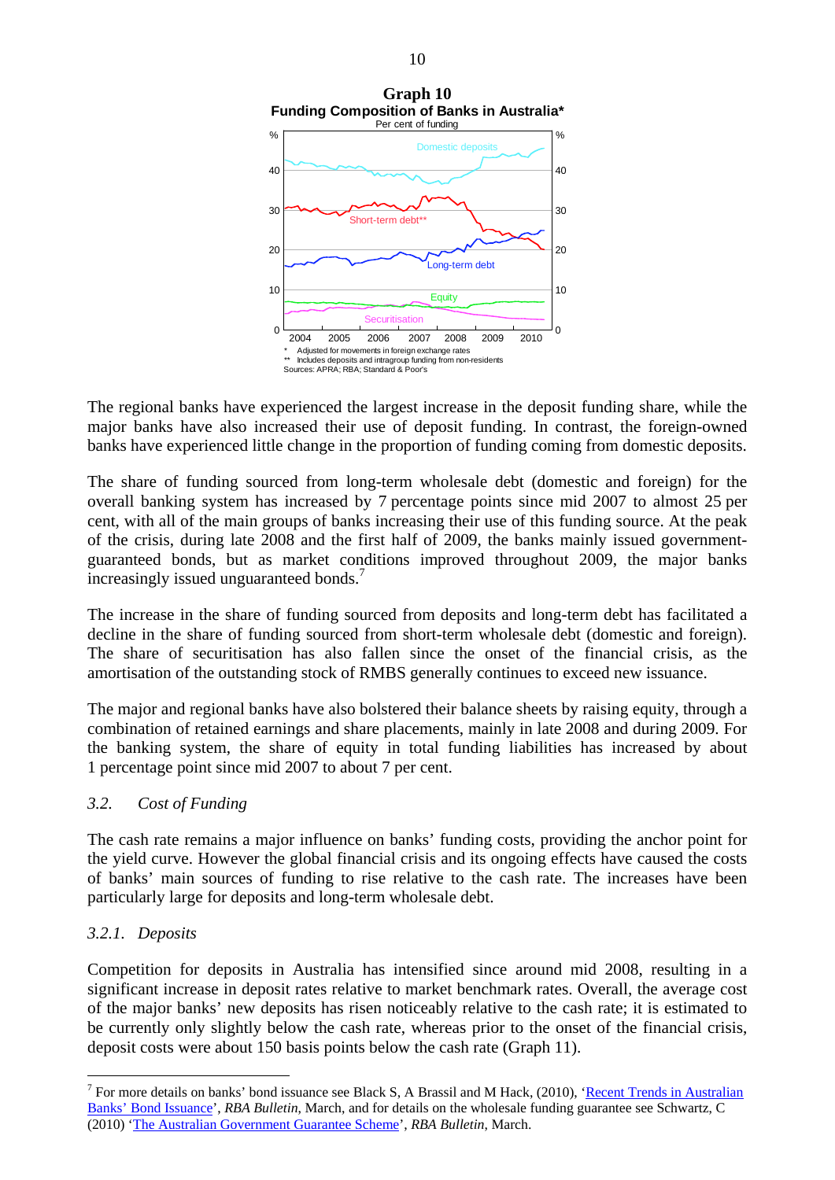**Graph 10**
**Funding Composition of Banks in Australia***
Per cent of funding

\* Adjusted for movements in foreign exchange rates
\*\* Includes deposits and intragroup funding from non-residents
Sources: APRA; RBA; Standard & Poor's

The regional banks have experienced the largest increase in the deposit funding share, while the major banks have also increased their use of deposit funding. In contrast, the foreign-owned banks have experienced little change in the proportion of funding coming from domestic deposits.

The share of funding sourced from long-term wholesale debt (domestic and foreign) for the overall banking system has increased by 7 percentage points since mid 2007 to almost 25 per cent, with all of the main groups of banks increasing their use of this funding source. At the peak of the crisis, during late 2008 and the first half of 2009, the banks mainly issued government-guaranteed bonds, but as market conditions improved throughout 2009, the major banks increasingly issued unguaranteed bonds.[7]

The increase in the share of funding sourced from deposits and long-term debt has facilitated a decline in the share of funding sourced from short-term wholesale debt (domestic and foreign). The share of securitisation has also fallen since the onset of the financial crisis, as the amortisation of the outstanding stock of RMBS generally continues to exceed new issuance.

The major and regional banks have also bolstered their balance sheets by raising equity, through a combination of retained earnings and share placements, mainly in late 2008 and during 2009. For the banking system, the share of equity in total funding liabilities has increased by about 1 percentage point since mid 2007 to about 7 per cent.

### *3.2. Cost of Funding*

The cash rate remains a major influence on banks' funding costs, providing the anchor point for the yield curve. However the global financial crisis and its ongoing effects have caused the costs of banks' main sources of funding to rise relative to the cash rate. The increases have been particularly large for deposits and long-term wholesale debt.

#### *3.2.1. Deposits*

Competition for deposits in Australia has intensified since around mid 2008, resulting in a significant increase in deposit rates relative to market benchmark rates. Overall, the average cost of the major banks' new deposits has risen noticeably relative to the cash rate; it is estimated to be currently only slightly below the cash rate, whereas prior to the onset of the financial crisis, deposit costs were about 150 basis points below the cash rate (Graph 11).

---

[7] For more details on banks' bond issuance see Black S, A Brassil and M Hack, (2010), 'Recent Trends in Australian Banks' Bond Issuance', *RBA Bulletin*, March, and for details on the wholesale funding guarantee see Schwartz, C (2010) 'The Australian Government Guarantee Scheme', *RBA Bulletin*, March.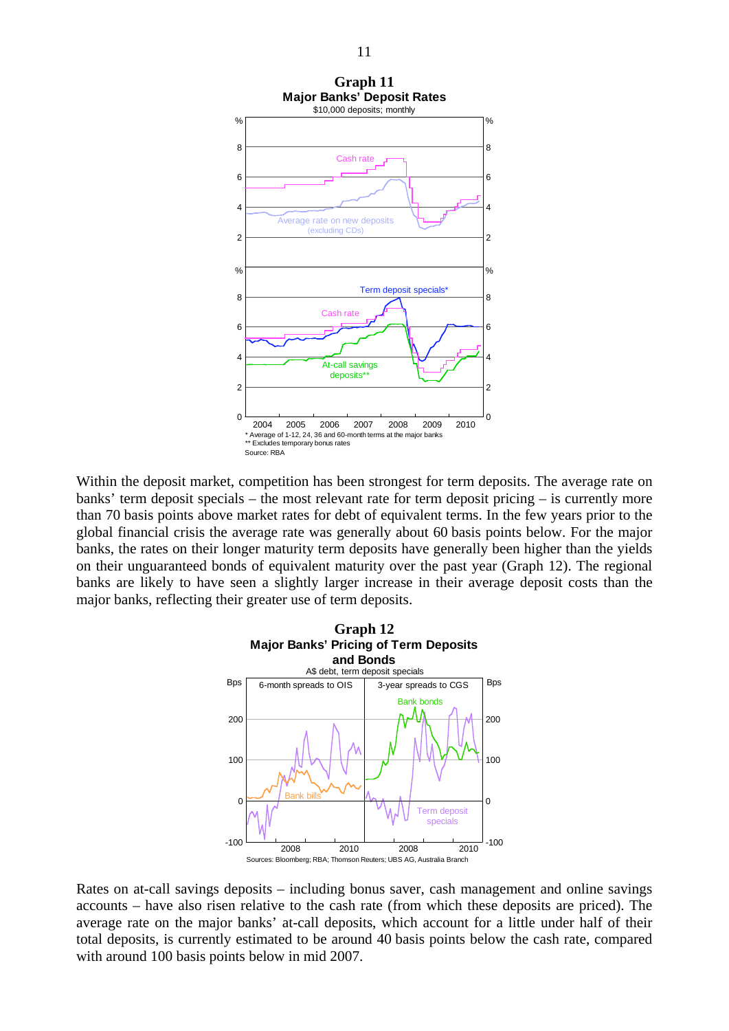**Graph 11**
**Major Banks' Deposit Rates**
$10,000 deposits; monthly

\* Average of 1-12, 24, 36 and 60-month terms at the major banks
\*\* Excludes temporary bonus rates
Source: RBA

Within the deposit market, competition has been strongest for term deposits. The average rate on banks' term deposit specials – the most relevant rate for term deposit pricing – is currently more than 70 basis points above market rates for debt of equivalent terms. In the few years prior to the global financial crisis the average rate was generally about 60 basis points below. For the major banks, the rates on their longer maturity term deposits have generally been higher than the yields on their unguaranteed bonds of equivalent maturity over the past year (Graph 12). The regional banks are likely to have seen a slightly larger increase in their average deposit costs than the major banks, reflecting their greater use of term deposits.

**Graph 12**
**Major Banks' Pricing of Term Deposits and Bonds**
A$ debt, term deposit specials

Sources: Bloomberg; RBA; Thomson Reuters; UBS AG, Australia Branch

Rates on at-call savings deposits – including bonus saver, cash management and online savings accounts – have also risen relative to the cash rate (from which these deposits are priced). The average rate on the major banks' at-call deposits, which account for a little under half of their total deposits, is currently estimated to be around 40 basis points below the cash rate, compared with around 100 basis points below in mid 2007.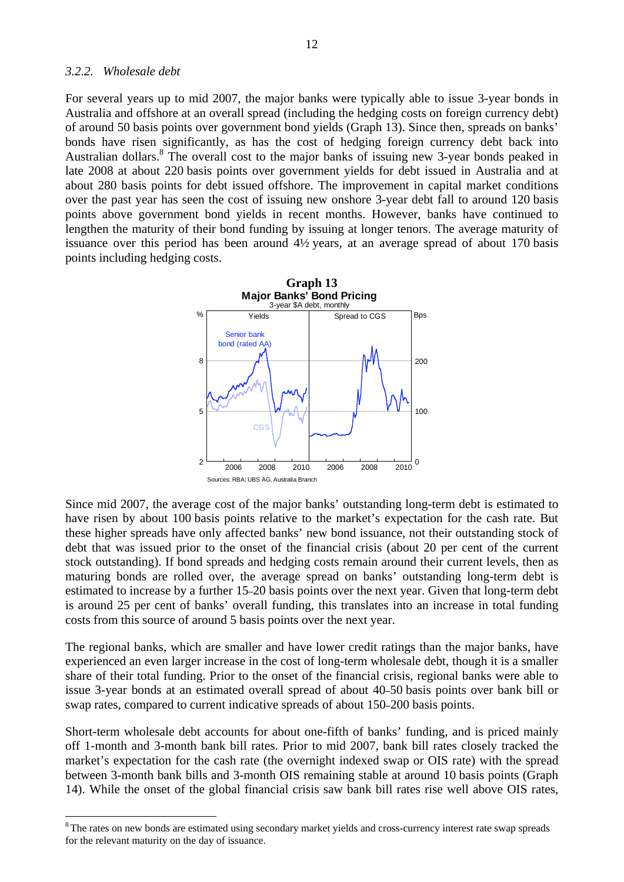### 3.2.2. *Wholesale debt*

For several years up to mid 2007, the major banks were typically able to issue 3-year bonds in Australia and offshore at an overall spread (including the hedging costs on foreign currency debt) of around 50 basis points over government bond yields (Graph 13). Since then, spreads on banks' bonds have risen significantly, as has the cost of hedging foreign currency debt back into Australian dollars.[8] The overall cost to the major banks of issuing new 3-year bonds peaked in late 2008 at about 220 basis points over government yields for debt issued in Australia and at about 280 basis points for debt issued offshore. The improvement in capital market conditions over the past year has seen the cost of issuing new onshore 3-year debt fall to around 120 basis points above government bond yields in recent months. However, banks have continued to lengthen the maturity of their bond funding by issuing at longer tenors. The average maturity of issuance over this period has been around 4½ years, at an average spread of about 170 basis points including hedging costs.

**Graph 13**
**Major Banks' Bond Pricing**
3-year $A debt, monthly

Sources: RBA; UBS AG, Australia Branch

Since mid 2007, the average cost of the major banks' outstanding long-term debt is estimated to have risen by about 100 basis points relative to the market's expectation for the cash rate. But these higher spreads have only affected banks' new bond issuance, not their outstanding stock of debt that was issued prior to the onset of the financial crisis (about 20 per cent of the current stock outstanding). If bond spreads and hedging costs remain around their current levels, then as maturing bonds are rolled over, the average spread on banks' outstanding long-term debt is estimated to increase by a further 15–20 basis points over the next year. Given that long-term debt is around 25 per cent of banks' overall funding, this translates into an increase in total funding costs from this source of around 5 basis points over the next year.

The regional banks, which are smaller and have lower credit ratings than the major banks, have experienced an even larger increase in the cost of long-term wholesale debt, though it is a smaller share of their total funding. Prior to the onset of the financial crisis, regional banks were able to issue 3-year bonds at an estimated overall spread of about 40–50 basis points over bank bill or swap rates, compared to current indicative spreads of about 150–200 basis points.

Short-term wholesale debt accounts for about one-fifth of banks' funding, and is priced mainly off 1-month and 3-month bank bill rates. Prior to mid 2007, bank bill rates closely tracked the market's expectation for the cash rate (the overnight indexed swap or OIS rate) with the spread between 3-month bank bills and 3-month OIS remaining stable at around 10 basis points (Graph 14). While the onset of the global financial crisis saw bank bill rates rise well above OIS rates,

[8] The rates on new bonds are estimated using secondary market yields and cross-currency interest rate swap spreads for the relevant maturity on the day of issuance.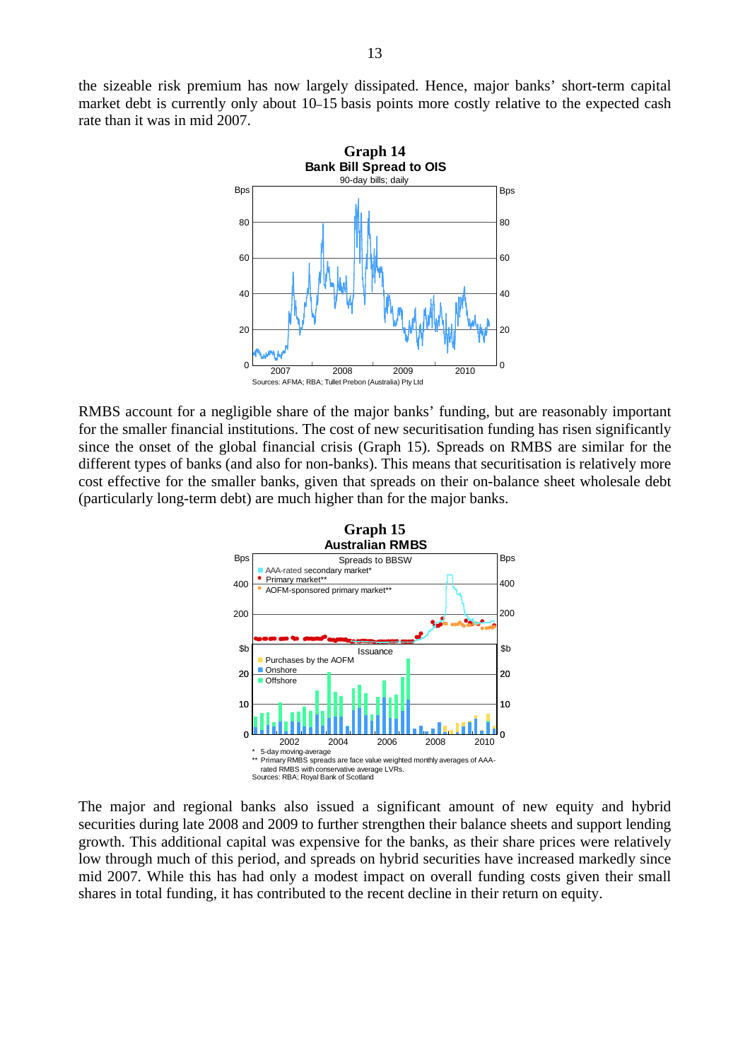the sizeable risk premium has now largely dissipated. Hence, major banks' short-term capital market debt is currently only about 10–15 basis points more costly relative to the expected cash rate than it was in mid 2007.

**Graph 14**
**Bank Bill Spread to OIS**
90-day bills; daily

Sources: AFMA; RBA; Tullet Prebon (Australia) Pty Ltd

RMBS account for a negligible share of the major banks' funding, but are reasonably important for the smaller financial institutions. The cost of new securitisation funding has risen significantly since the onset of the global financial crisis (Graph 15). Spreads on RMBS are similar for the different types of banks (and also for non-banks). This means that securitisation is relatively more cost effective for the smaller banks, given that spreads on their on-balance sheet wholesale debt (particularly long-term debt) are much higher than for the major banks.

**Graph 15**
**Australian RMBS**

\* 5-day moving-average
\*\* Primary RMBS spreads are face value weighted monthly averages of AAA-rated RMBS with conservative average LVRs.
Sources: RBA; Royal Bank of Scotland

The major and regional banks also issued a significant amount of new equity and hybrid securities during late 2008 and 2009 to further strengthen their balance sheets and support lending growth. This additional capital was expensive for the banks, as their share prices were relatively low through much of this period, and spreads on hybrid securities have increased markedly since mid 2007. While this has had only a modest impact on overall funding costs given their small shares in total funding, it has contributed to the recent decline in their return on equity.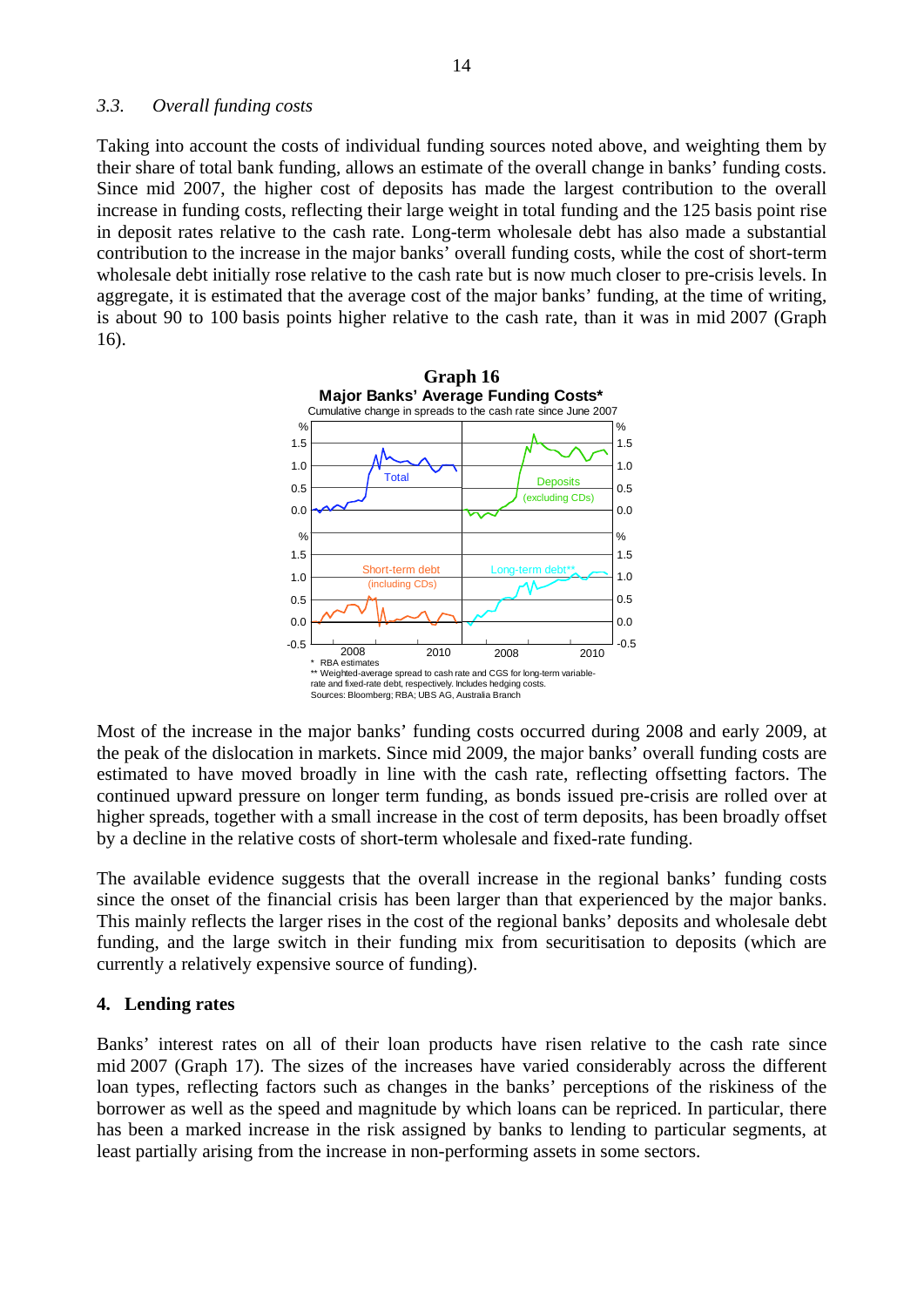### 3.3. *Overall funding costs*

Taking into account the costs of individual funding sources noted above, and weighting them by their share of total bank funding, allows an estimate of the overall change in banks' funding costs. Since mid 2007, the higher cost of deposits has made the largest contribution to the overall increase in funding costs, reflecting their large weight in total funding and the 125 basis point rise in deposit rates relative to the cash rate. Long-term wholesale debt has also made a substantial contribution to the increase in the major banks' overall funding costs, while the cost of short-term wholesale debt initially rose relative to the cash rate but is now much closer to pre-crisis levels. In aggregate, it is estimated that the average cost of the major banks' funding, at the time of writing, is about 90 to 100 basis points higher relative to the cash rate, than it was in mid 2007 (Graph 16).

**Graph 16**

**Major Banks' Average Funding Costs***

Cumulative change in spreads to the cash rate since June 2007

\* RBA estimates

\*\* Weighted-average spread to cash rate and CGS for long-term variable-rate and fixed-rate debt, respectively. Includes hedging costs.

Sources: Bloomberg; RBA; UBS AG, Australia Branch

Most of the increase in the major banks' funding costs occurred during 2008 and early 2009, at the peak of the dislocation in markets. Since mid 2009, the major banks' overall funding costs are estimated to have moved broadly in line with the cash rate, reflecting offsetting factors. The continued upward pressure on longer term funding, as bonds issued pre-crisis are rolled over at higher spreads, together with a small increase in the cost of term deposits, has been broadly offset by a decline in the relative costs of short-term wholesale and fixed-rate funding.

The available evidence suggests that the overall increase in the regional banks' funding costs since the onset of the financial crisis has been larger than that experienced by the major banks. This mainly reflects the larger rises in the cost of the regional banks' deposits and wholesale debt funding, and the large switch in their funding mix from securitisation to deposits (which are currently a relatively expensive source of funding).

## 4. Lending rates

Banks' interest rates on all of their loan products have risen relative to the cash rate since mid 2007 (Graph 17). The sizes of the increases have varied considerably across the different loan types, reflecting factors such as changes in the banks' perceptions of the riskiness of the borrower as well as the speed and magnitude by which loans can be repriced. In particular, there has been a marked increase in the risk assigned by banks to lending to particular segments, at least partially arising from the increase in non-performing assets in some sectors.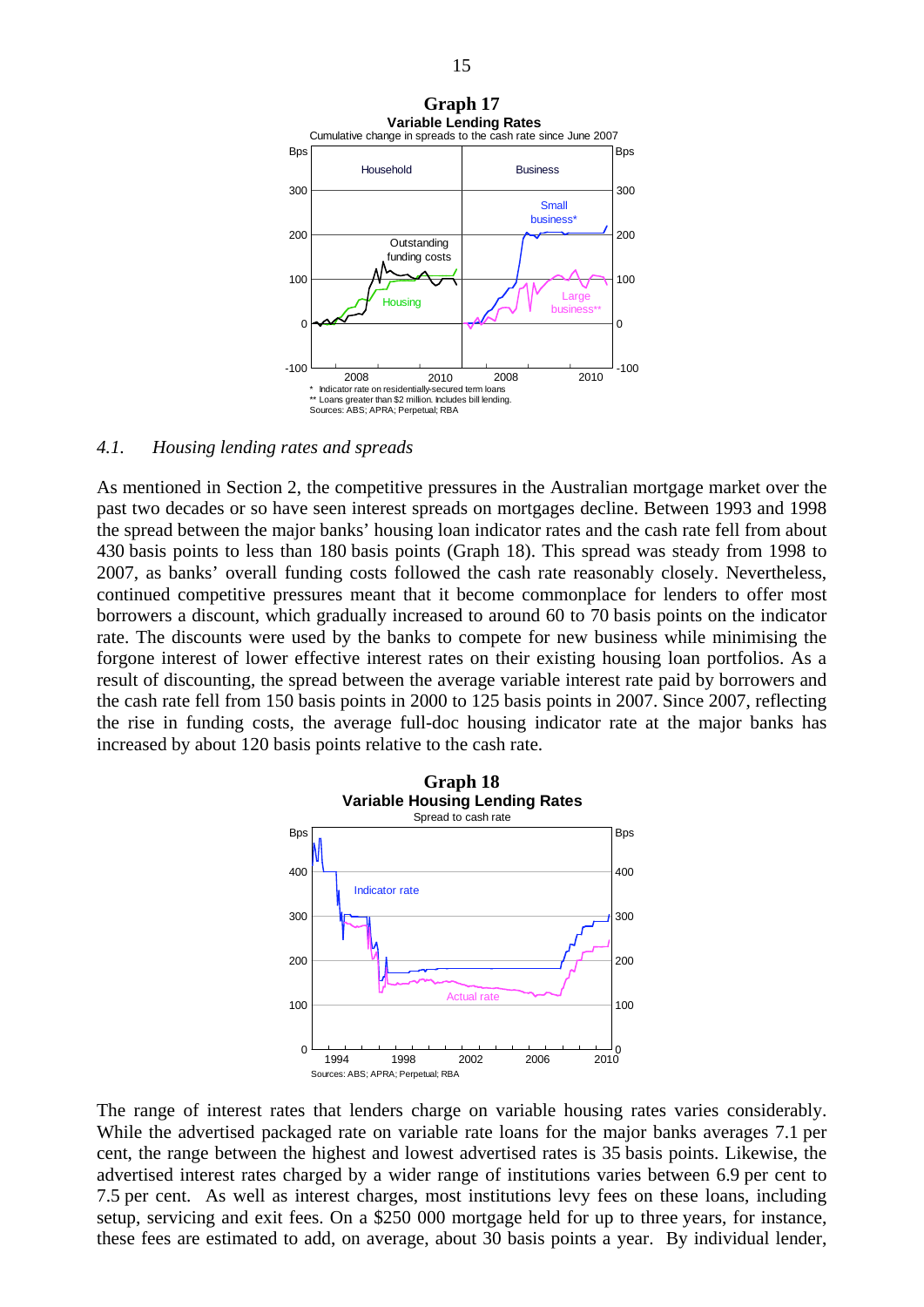**Graph 17**

**Variable Lending Rates**

Cumulative change in spreads to the cash rate since June 2007

\* Indicator rate on residentially-secured term loans

\*\* Loans greater than $2 million. Includes bill lending.

Sources: ABS; APRA; Perpetual; RBA

### *4.1. Housing lending rates and spreads*

As mentioned in Section 2, the competitive pressures in the Australian mortgage market over the past two decades or so have seen interest spreads on mortgages decline. Between 1993 and 1998 the spread between the major banks' housing loan indicator rates and the cash rate fell from about 430 basis points to less than 180 basis points (Graph 18). This spread was steady from 1998 to 2007, as banks' overall funding costs followed the cash rate reasonably closely. Nevertheless, continued competitive pressures meant that it become commonplace for lenders to offer most borrowers a discount, which gradually increased to around 60 to 70 basis points on the indicator rate. The discounts were used by the banks to compete for new business while minimising the forgone interest of lower effective interest rates on their existing housing loan portfolios. As a result of discounting, the spread between the average variable interest rate paid by borrowers and the cash rate fell from 150 basis points in 2000 to 125 basis points in 2007. Since 2007, reflecting the rise in funding costs, the average full-doc housing indicator rate at the major banks has increased by about 120 basis points relative to the cash rate.

**Graph 18**

**Variable Housing Lending Rates**

Spread to cash rate

Sources: ABS; APRA; Perpetual; RBA

The range of interest rates that lenders charge on variable housing rates varies considerably. While the advertised packaged rate on variable rate loans for the major banks averages 7.1 per cent, the range between the highest and lowest advertised rates is 35 basis points. Likewise, the advertised interest rates charged by a wider range of institutions varies between 6.9 per cent to 7.5 per cent. As well as interest charges, most institutions levy fees on these loans, including setup, servicing and exit fees. On a $250 000 mortgage held for up to three years, for instance, these fees are estimated to add, on average, about 30 basis points a year. By individual lender,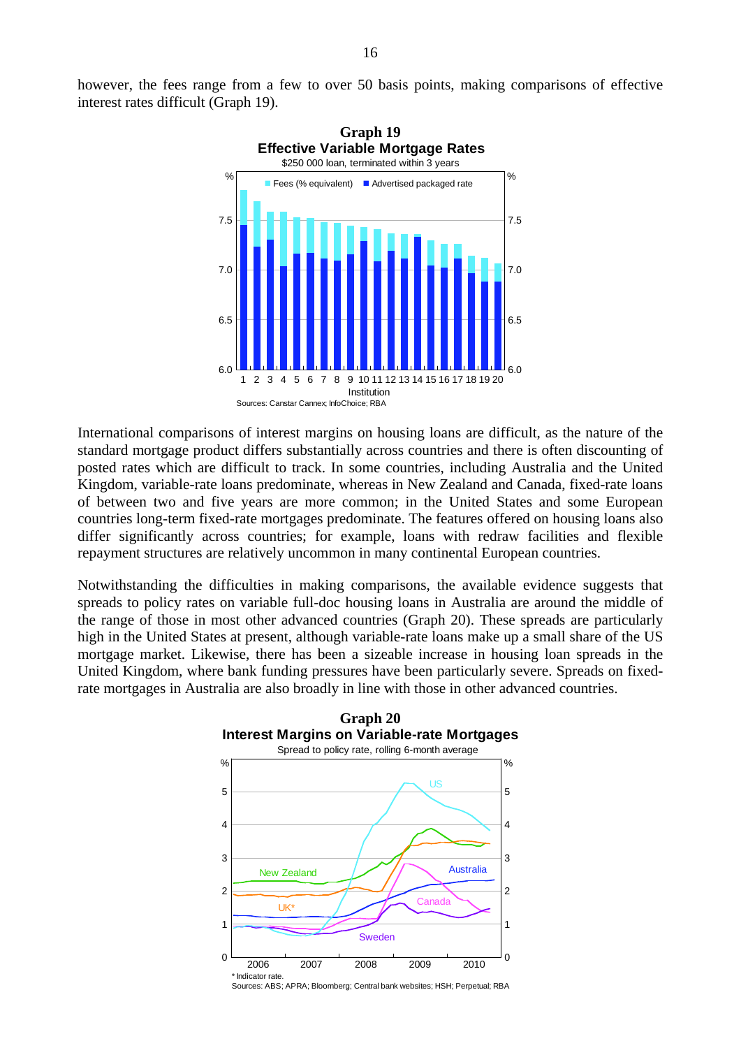however, the fees range from a few to over 50 basis points, making comparisons of effective interest rates difficult (Graph 19).

**Graph 19**
**Effective Variable Mortgage Rates**
$250 000 loan, terminated within 3 years

Sources: Canstar Cannex; InfoChoice; RBA

International comparisons of interest margins on housing loans are difficult, as the nature of the standard mortgage product differs substantially across countries and there is often discounting of posted rates which are difficult to track. In some countries, including Australia and the United Kingdom, variable-rate loans predominate, whereas in New Zealand and Canada, fixed-rate loans of between two and five years are more common; in the United States and some European countries long-term fixed-rate mortgages predominate. The features offered on housing loans also differ significantly across countries; for example, loans with redraw facilities and flexible repayment structures are relatively uncommon in many continental European countries.

Notwithstanding the difficulties in making comparisons, the available evidence suggests that spreads to policy rates on variable full-doc housing loans in Australia are around the middle of the range of those in most other advanced countries (Graph 20). These spreads are particularly high in the United States at present, although variable-rate loans make up a small share of the US mortgage market. Likewise, there has been a sizeable increase in housing loan spreads in the United Kingdom, where bank funding pressures have been particularly severe. Spreads on fixed-rate mortgages in Australia are also broadly in line with those in other advanced countries.

**Graph 20**
**Interest Margins on Variable-rate Mortgages**
Spread to policy rate, rolling 6-month average

\* Indicator rate.
Sources: ABS; APRA; Bloomberg; Central bank websites; HSH; Perpetual; RBA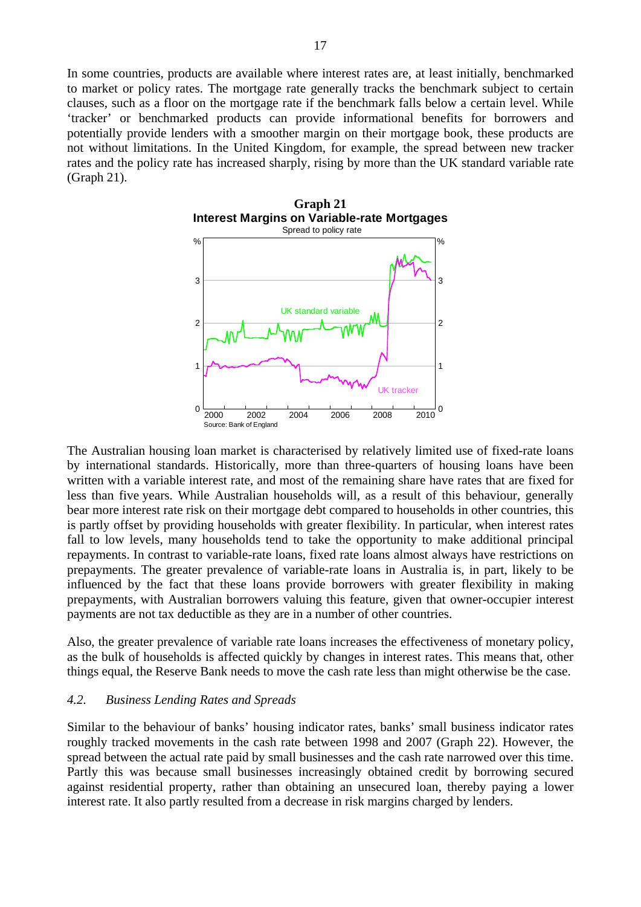In some countries, products are available where interest rates are, at least initially, benchmarked to market or policy rates. The mortgage rate generally tracks the benchmark subject to certain clauses, such as a floor on the mortgage rate if the benchmark falls below a certain level. While 'tracker' or benchmarked products can provide informational benefits for borrowers and potentially provide lenders with a smoother margin on their mortgage book, these products are not without limitations. In the United Kingdom, for example, the spread between new tracker rates and the policy rate has increased sharply, rising by more than the UK standard variable rate (Graph 21).

**Graph 21**
**Interest Margins on Variable-rate Mortgages**
Spread to policy rate

Source: Bank of England

The Australian housing loan market is characterised by relatively limited use of fixed-rate loans by international standards. Historically, more than three-quarters of housing loans have been written with a variable interest rate, and most of the remaining share have rates that are fixed for less than five years. While Australian households will, as a result of this behaviour, generally bear more interest rate risk on their mortgage debt compared to households in other countries, this is partly offset by providing households with greater flexibility. In particular, when interest rates fall to low levels, many households tend to take the opportunity to make additional principal repayments. In contrast to variable-rate loans, fixed rate loans almost always have restrictions on prepayments. The greater prevalence of variable-rate loans in Australia is, in part, likely to be influenced by the fact that these loans provide borrowers with greater flexibility in making prepayments, with Australian borrowers valuing this feature, given that owner-occupier interest payments are not tax deductible as they are in a number of other countries.

Also, the greater prevalence of variable rate loans increases the effectiveness of monetary policy, as the bulk of households is affected quickly by changes in interest rates. This means that, other things equal, the Reserve Bank needs to move the cash rate less than might otherwise be the case.

### *4.2. Business Lending Rates and Spreads*

Similar to the behaviour of banks' housing indicator rates, banks' small business indicator rates roughly tracked movements in the cash rate between 1998 and 2007 (Graph 22). However, the spread between the actual rate paid by small businesses and the cash rate narrowed over this time. Partly this was because small businesses increasingly obtained credit by borrowing secured against residential property, rather than obtaining an unsecured loan, thereby paying a lower interest rate. It also partly resulted from a decrease in risk margins charged by lenders.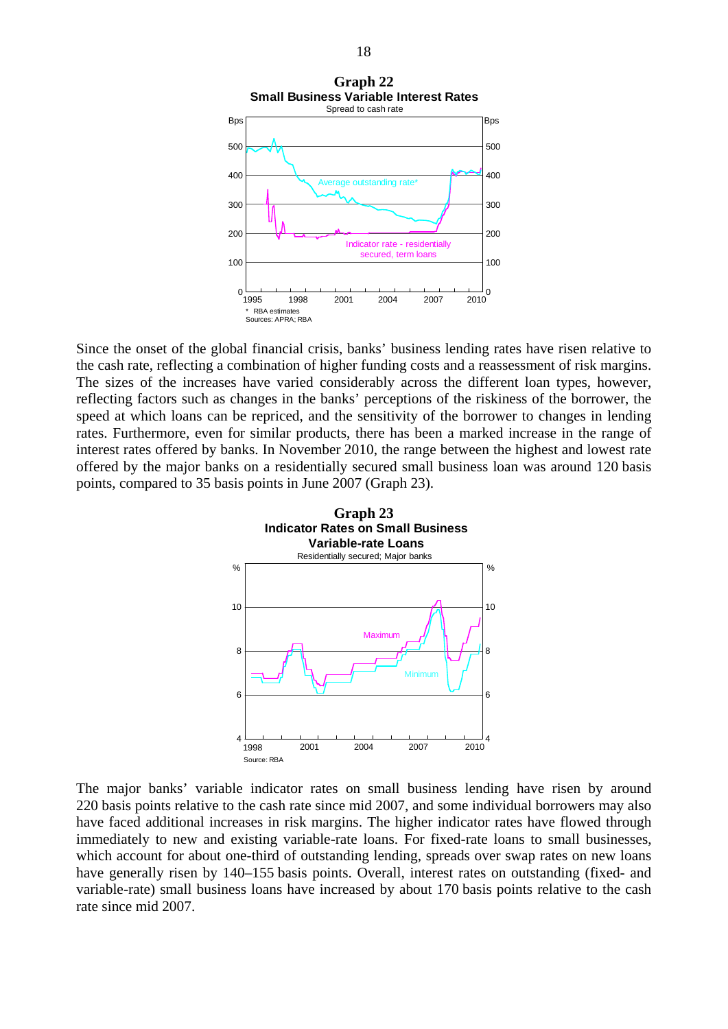**Graph 22**
**Small Business Variable Interest Rates**
Spread to cash rate

\* RBA estimates
Sources: APRA; RBA

Since the onset of the global financial crisis, banks' business lending rates have risen relative to the cash rate, reflecting a combination of higher funding costs and a reassessment of risk margins. The sizes of the increases have varied considerably across the different loan types, however, reflecting factors such as changes in the banks' perceptions of the riskiness of the borrower, the speed at which loans can be repriced, and the sensitivity of the borrower to changes in lending rates. Furthermore, even for similar products, there has been a marked increase in the range of interest rates offered by banks. In November 2010, the range between the highest and lowest rate offered by the major banks on a residentially secured small business loan was around 120 basis points, compared to 35 basis points in June 2007 (Graph 23).

**Graph 23**
**Indicator Rates on Small Business Variable-rate Loans**
Residentially secured; Major banks

Source: RBA

The major banks' variable indicator rates on small business lending have risen by around 220 basis points relative to the cash rate since mid 2007, and some individual borrowers may also have faced additional increases in risk margins. The higher indicator rates have flowed through immediately to new and existing variable-rate loans. For fixed-rate loans to small businesses, which account for about one-third of outstanding lending, spreads over swap rates on new loans have generally risen by 140–155 basis points. Overall, interest rates on outstanding (fixed- and variable-rate) small business loans have increased by about 170 basis points relative to the cash rate since mid 2007.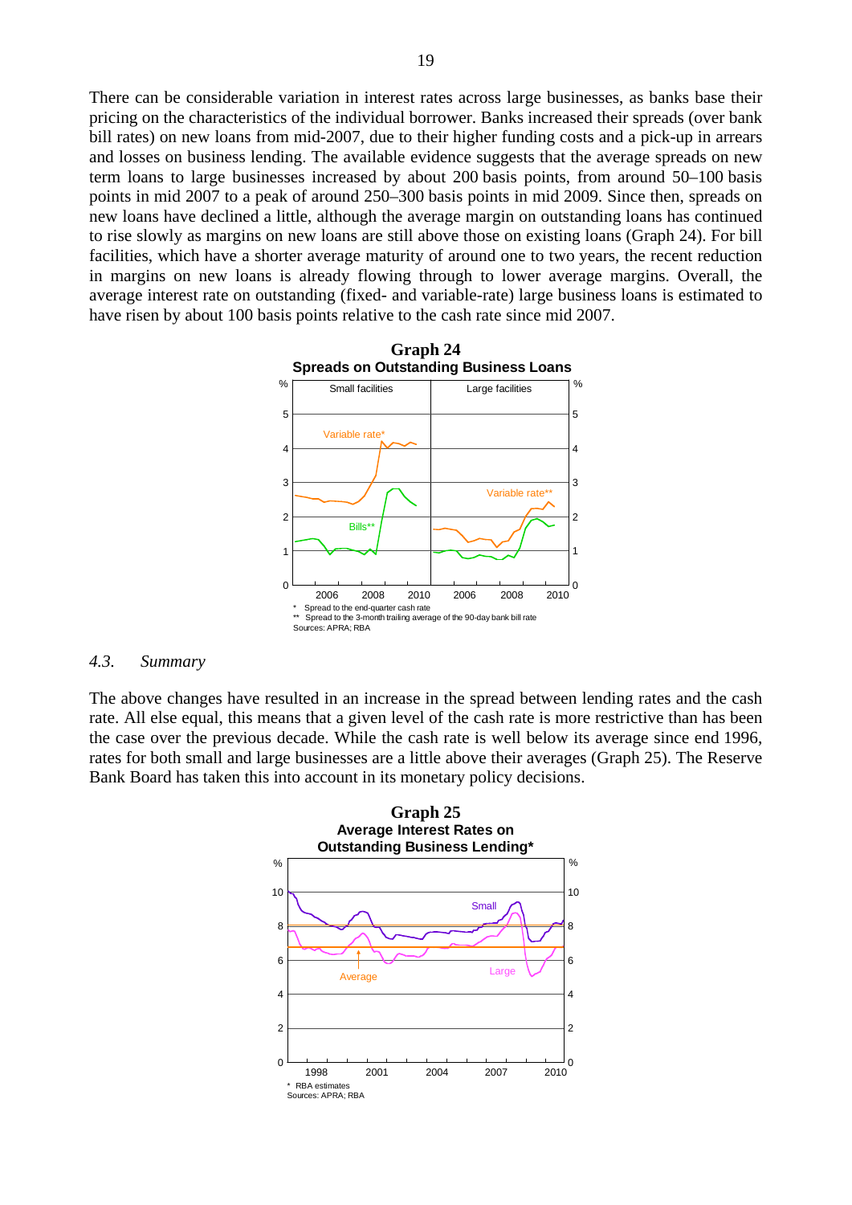There can be considerable variation in interest rates across large businesses, as banks base their pricing on the characteristics of the individual borrower. Banks increased their spreads (over bank bill rates) on new loans from mid-2007, due to their higher funding costs and a pick-up in arrears and losses on business lending. The available evidence suggests that the average spreads on new term loans to large businesses increased by about 200 basis points, from around 50–100 basis points in mid 2007 to a peak of around 250–300 basis points in mid 2009. Since then, spreads on new loans have declined a little, although the average margin on outstanding loans has continued to rise slowly as margins on new loans are still above those on existing loans (Graph 24). For bill facilities, which have a shorter average maturity of around one to two years, the recent reduction in margins on new loans is already flowing through to lower average margins. Overall, the average interest rate on outstanding (fixed- and variable-rate) large business loans is estimated to have risen by about 100 basis points relative to the cash rate since mid 2007.

**Graph 24**
**Spreads on Outstanding Business Loans**

\* Spread to the end-quarter cash rate
\*\* Spread to the 3-month trailing average of the 90-day bank bill rate
Sources: APRA; RBA

### *4.3. Summary*

The above changes have resulted in an increase in the spread between lending rates and the cash rate. All else equal, this means that a given level of the cash rate is more restrictive than has been the case over the previous decade. While the cash rate is well below its average since end 1996, rates for both small and large businesses are a little above their averages (Graph 25). The Reserve Bank Board has taken this into account in its monetary policy decisions.

**Graph 25**
**Average Interest Rates on Outstanding Business Lending\***

\* RBA estimates
Sources: APRA; RBA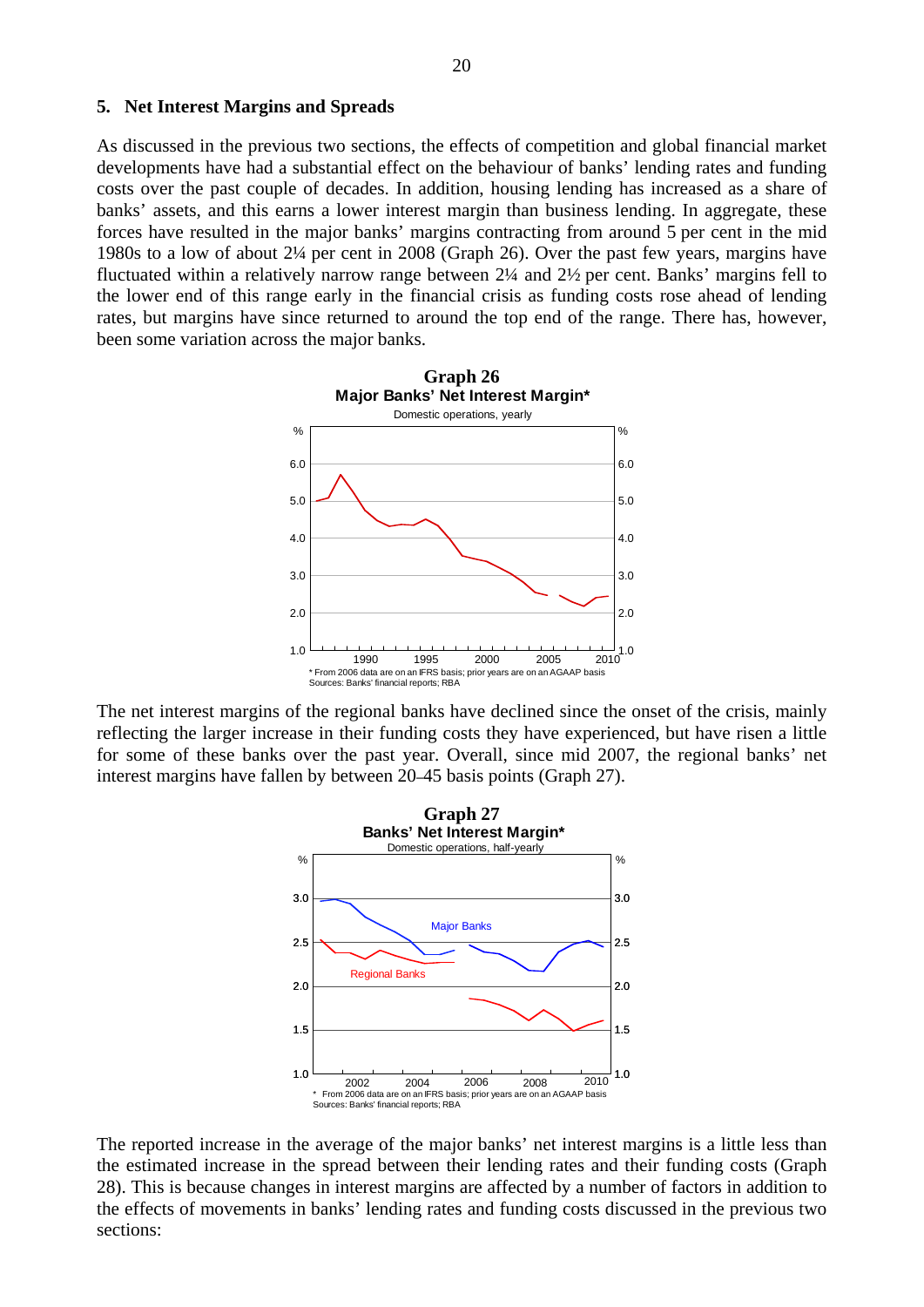## 5. Net Interest Margins and Spreads

As discussed in the previous two sections, the effects of competition and global financial market developments have had a substantial effect on the behaviour of banks' lending rates and funding costs over the past couple of decades. In addition, housing lending has increased as a share of banks' assets, and this earns a lower interest margin than business lending. In aggregate, these forces have resulted in the major banks' margins contracting from around 5 per cent in the mid 1980s to a low of about 2¼ per cent in 2008 (Graph 26). Over the past few years, margins have fluctuated within a relatively narrow range between 2¼ and 2½ per cent. Banks' margins fell to the lower end of this range early in the financial crisis as funding costs rose ahead of lending rates, but margins have since returned to around the top end of the range. There has, however, been some variation across the major banks.

**Graph 26**
**Major Banks' Net Interest Margin***
Domestic operations, yearly

\* From 2006 data are on an IFRS basis; prior years are on an AGAAP basis
Sources: Banks' financial reports; RBA

The net interest margins of the regional banks have declined since the onset of the crisis, mainly reflecting the larger increase in their funding costs they have experienced, but have risen a little for some of these banks over the past year. Overall, since mid 2007, the regional banks' net interest margins have fallen by between 20–45 basis points (Graph 27).

**Graph 27**
**Banks' Net Interest Margin***
Domestic operations, half-yearly

\* From 2006 data are on an IFRS basis; prior years are on an AGAAP basis
Sources: Banks' financial reports; RBA

The reported increase in the average of the major banks' net interest margins is a little less than the estimated increase in the spread between their lending rates and their funding costs (Graph 28). This is because changes in interest margins are affected by a number of factors in addition to the effects of movements in banks' lending rates and funding costs discussed in the previous two sections: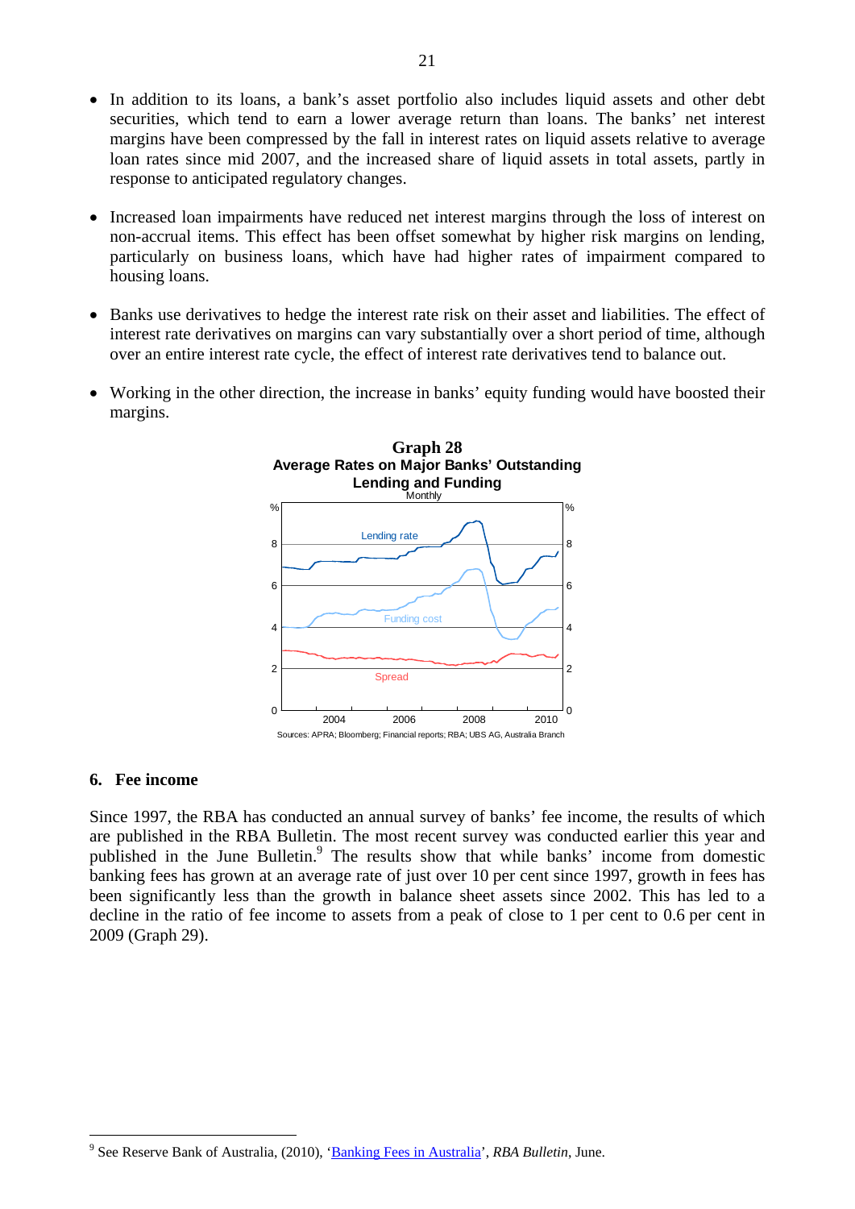- In addition to its loans, a bank's asset portfolio also includes liquid assets and other debt securities, which tend to earn a lower average return than loans. The banks' net interest margins have been compressed by the fall in interest rates on liquid assets relative to average loan rates since mid 2007, and the increased share of liquid assets in total assets, partly in response to anticipated regulatory changes.

- Increased loan impairments have reduced net interest margins through the loss of interest on non-accrual items. This effect has been offset somewhat by higher risk margins on lending, particularly on business loans, which have had higher rates of impairment compared to housing loans.

- Banks use derivatives to hedge the interest rate risk on their asset and liabilities. The effect of interest rate derivatives on margins can vary substantially over a short period of time, although over an entire interest rate cycle, the effect of interest rate derivatives tend to balance out.

- Working in the other direction, the increase in banks' equity funding would have boosted their margins.

**Graph 28**
**Average Rates on Major Banks' Outstanding Lending and Funding**
Monthly

Sources: APRA; Bloomberg; Financial reports; RBA; UBS AG, Australia Branch

## 6. Fee income

Since 1997, the RBA has conducted an annual survey of banks' fee income, the results of which are published in the RBA Bulletin. The most recent survey was conducted earlier this year and published in the June Bulletin.[9] The results show that while banks' income from domestic banking fees has grown at an average rate of just over 10 per cent since 1997, growth in fees has been significantly less than the growth in balance sheet assets since 2002. This has led to a decline in the ratio of fee income to assets from a peak of close to 1 per cent to 0.6 per cent in 2009 (Graph 29).

[9] See Reserve Bank of Australia, (2010), 'Banking Fees in Australia', *RBA Bulletin*, June.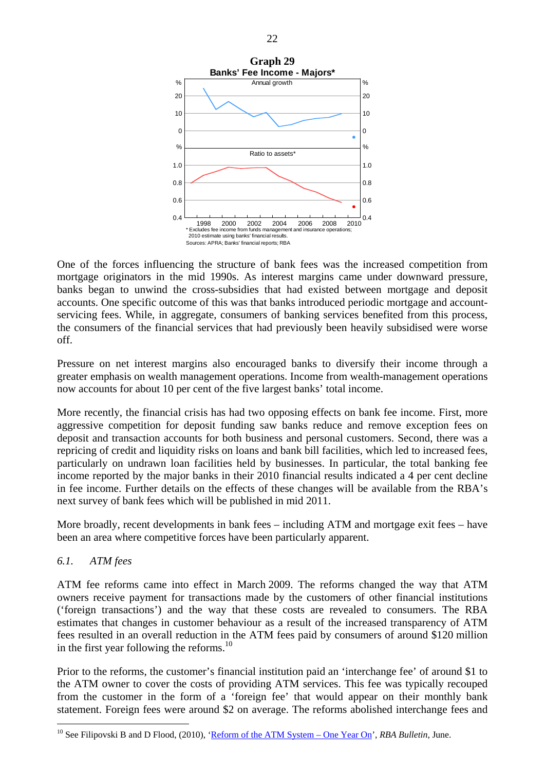**Graph 29**
**Banks' Fee Income - Majors***

\* Excludes fee income from funds management and insurance operations; 2010 estimate using banks' financial results.
Sources: APRA; Banks' financial reports; RBA

One of the forces influencing the structure of bank fees was the increased competition from mortgage originators in the mid 1990s. As interest margins came under downward pressure, banks began to unwind the cross-subsidies that had existed between mortgage and deposit accounts. One specific outcome of this was that banks introduced periodic mortgage and account-servicing fees. While, in aggregate, consumers of banking services benefited from this process, the consumers of the financial services that had previously been heavily subsidised were worse off.

Pressure on net interest margins also encouraged banks to diversify their income through a greater emphasis on wealth management operations. Income from wealth-management operations now accounts for about 10 per cent of the five largest banks' total income.

More recently, the financial crisis has had two opposing effects on bank fee income. First, more aggressive competition for deposit funding saw banks reduce and remove exception fees on deposit and transaction accounts for both business and personal customers. Second, there was a repricing of credit and liquidity risks on loans and bank bill facilities, which led to increased fees, particularly on undrawn loan facilities held by businesses. In particular, the total banking fee income reported by the major banks in their 2010 financial results indicated a 4 per cent decline in fee income. Further details on the effects of these changes will be available from the RBA's next survey of bank fees which will be published in mid 2011.

More broadly, recent developments in bank fees – including ATM and mortgage exit fees – have been an area where competitive forces have been particularly apparent.

### *6.1. ATM fees*

ATM fee reforms came into effect in March 2009. The reforms changed the way that ATM owners receive payment for transactions made by the customers of other financial institutions ('foreign transactions') and the way that these costs are revealed to consumers. The RBA estimates that changes in customer behaviour as a result of the increased transparency of ATM fees resulted in an overall reduction in the ATM fees paid by consumers of around \$120 million in the first year following the reforms.[10]

Prior to the reforms, the customer's financial institution paid an 'interchange fee' of around \$1 to the ATM owner to cover the costs of providing ATM services. This fee was typically recouped from the customer in the form of a 'foreign fee' that would appear on their monthly bank statement. Foreign fees were around \$2 on average. The reforms abolished interchange fees and

[10] See Filipovski B and D Flood, (2010), 'Reform of the ATM System – One Year On', *RBA Bulletin*, June.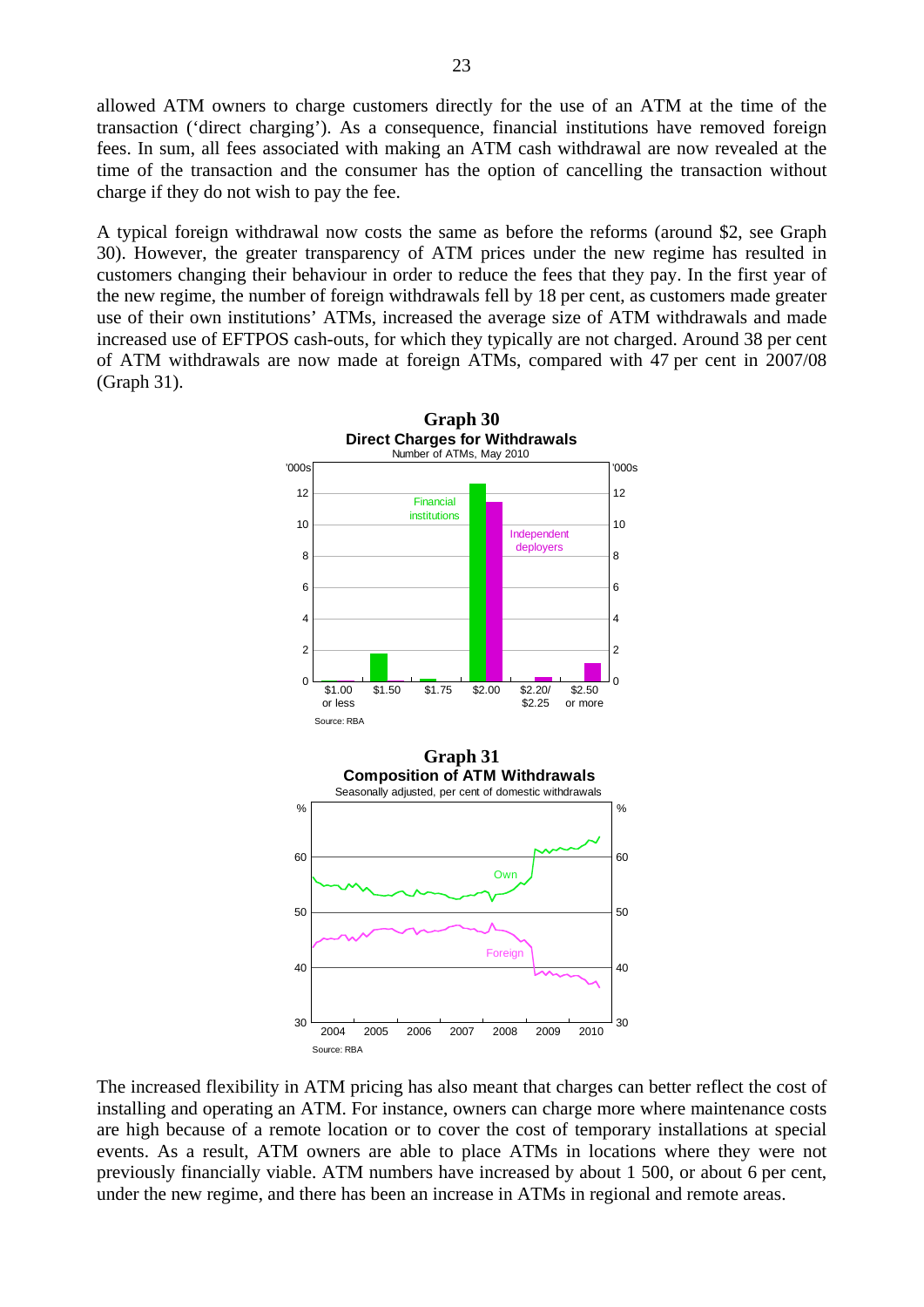allowed ATM owners to charge customers directly for the use of an ATM at the time of the transaction ('direct charging'). As a consequence, financial institutions have removed foreign fees. In sum, all fees associated with making an ATM cash withdrawal are now revealed at the time of the transaction and the consumer has the option of cancelling the transaction without charge if they do not wish to pay the fee.

A typical foreign withdrawal now costs the same as before the reforms (around \$2, see Graph 30). However, the greater transparency of ATM prices under the new regime has resulted in customers changing their behaviour in order to reduce the fees that they pay. In the first year of the new regime, the number of foreign withdrawals fell by 18 per cent, as customers made greater use of their own institutions' ATMs, increased the average size of ATM withdrawals and made increased use of EFTPOS cash-outs, for which they typically are not charged. Around 38 per cent of ATM withdrawals are now made at foreign ATMs, compared with 47 per cent in 2007/08 (Graph 31).

**Graph 30**
**Direct Charges for Withdrawals**
Number of ATMs, May 2010

Source: RBA

**Graph 31**
**Composition of ATM Withdrawals**
Seasonally adjusted, per cent of domestic withdrawals

Source: RBA

The increased flexibility in ATM pricing has also meant that charges can better reflect the cost of installing and operating an ATM. For instance, owners can charge more where maintenance costs are high because of a remote location or to cover the cost of temporary installations at special events. As a result, ATM owners are able to place ATMs in locations where they were not previously financially viable. ATM numbers have increased by about 1 500, or about 6 per cent, under the new regime, and there has been an increase in ATMs in regional and remote areas.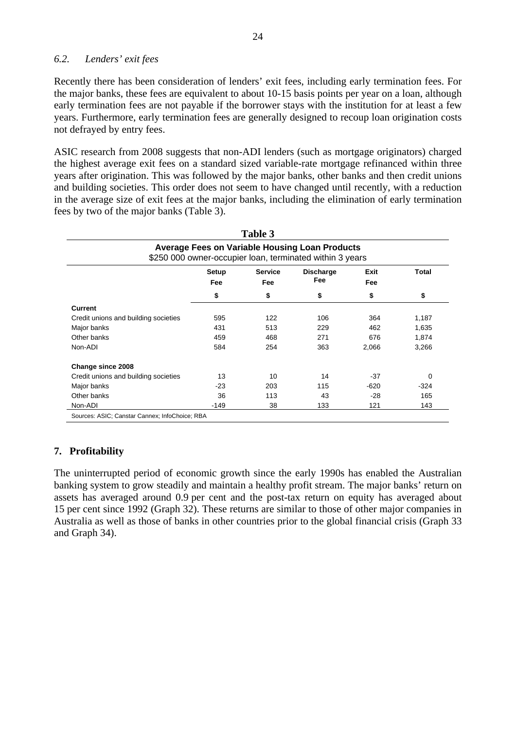### 6.2. *Lenders' exit fees*

Recently there has been consideration of lenders' exit fees, including early termination fees. For the major banks, these fees are equivalent to about 10-15 basis points per year on a loan, although early termination fees are not payable if the borrower stays with the institution for at least a few years. Furthermore, early termination fees are generally designed to recoup loan origination costs not defrayed by entry fees.

ASIC research from 2008 suggests that non-ADI lenders (such as mortgage originators) charged the highest average exit fees on a standard sized variable-rate mortgage refinanced within three years after origination. This was followed by the major banks, other banks and then credit unions and building societies. This order does not seem to have changed until recently, with a reduction in the average size of exit fees at the major banks, including the elimination of early termination fees by two of the major banks (Table 3).

**Table 3**

**Average Fees on Variable Housing Loan Products**
$250 000 owner-occupier loan, terminated within 3 years

| | Setup Fee | Service Fee | Discharge Fee | Exit Fee | Total |
|---|---|---|---|---|---|
| | $ | $ | $ | $ | $ |
| **Current** | | | | | |
| Credit unions and building societies | 595 | 122 | 106 | 364 | 1,187 |
| Major banks | 431 | 513 | 229 | 462 | 1,635 |
| Other banks | 459 | 468 | 271 | 676 | 1,874 |
| Non-ADI | 584 | 254 | 363 | 2,066 | 3,266 |
| **Change since 2008** | | | | | |
| Credit unions and building societies | 13 | 10 | 14 | -37 | 0 |
| Major banks | -23 | 203 | 115 | -620 | -324 |
| Other banks | 36 | 113 | 43 | -28 | 165 |
| Non-ADI | -149 | 38 | 133 | 121 | 143 |

Sources: ASIC; Canstar Cannex; InfoChoice; RBA

## 7. Profitability

The uninterrupted period of economic growth since the early 1990s has enabled the Australian banking system to grow steadily and maintain a healthy profit stream. The major banks' return on assets has averaged around 0.9 per cent and the post-tax return on equity has averaged about 15 per cent since 1992 (Graph 32). These returns are similar to those of other major companies in Australia as well as those of banks in other countries prior to the global financial crisis (Graph 33 and Graph 34).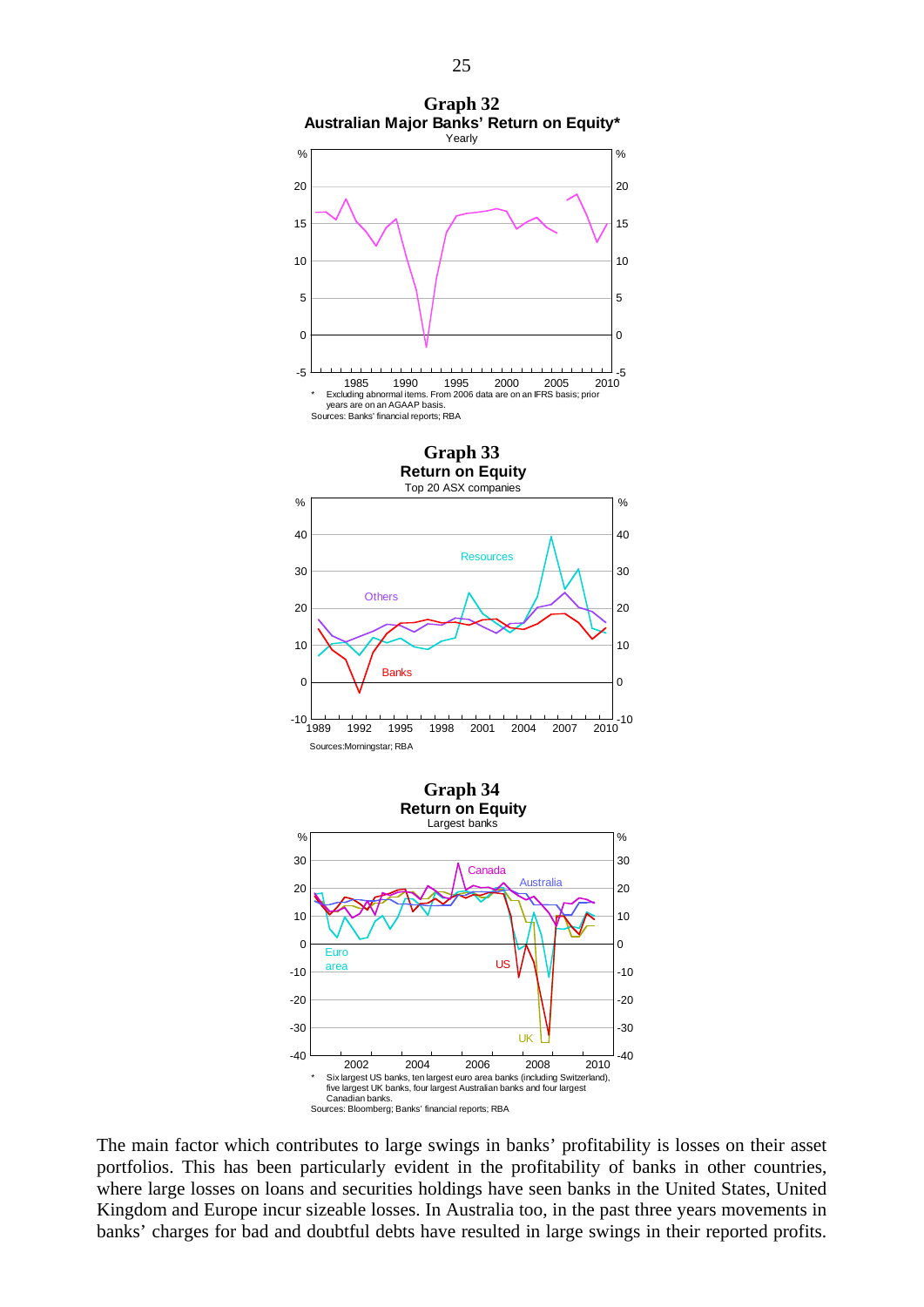**Graph 32**
**Australian Major Banks' Return on Equity***
Yearly

\* Excluding abnormal items. From 2006 data are on an IFRS basis; prior years are on an AGAAP basis.

Sources: Banks' financial reports; RBA

**Graph 33**
**Return on Equity**
Top 20 ASX companies

Sources: Morningstar; RBA

**Graph 34**
**Return on Equity**
Largest banks

\* Six largest US banks, ten largest euro area banks (including Switzerland), five largest UK banks, four largest Australian banks and four largest Canadian banks.

Sources: Bloomberg; Banks' financial reports; RBA

The main factor which contributes to large swings in banks' profitability is losses on their asset portfolios. This has been particularly evident in the profitability of banks in other countries, where large losses on loans and securities holdings have seen banks in the United States, United Kingdom and Europe incur sizeable losses. In Australia too, in the past three years movements in banks' charges for bad and doubtful debts have resulted in large swings in their reported profits.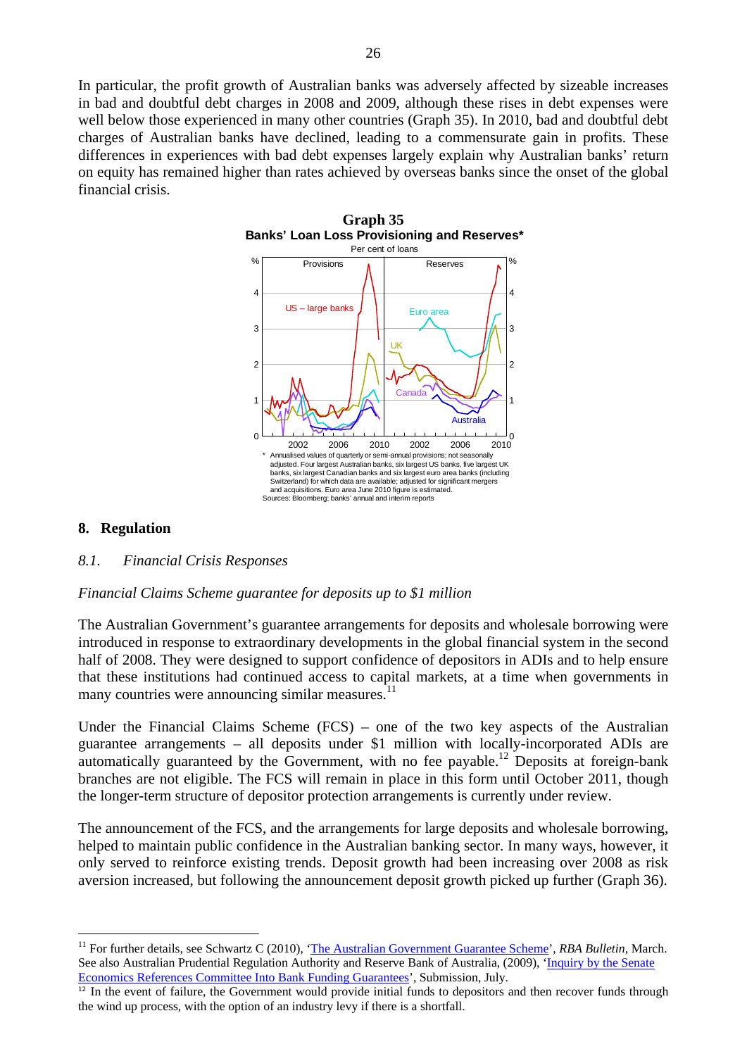In particular, the profit growth of Australian banks was adversely affected by sizeable increases in bad and doubtful debt charges in 2008 and 2009, although these rises in debt expenses were well below those experienced in many other countries (Graph 35). In 2010, bad and doubtful debt charges of Australian banks have declined, leading to a commensurate gain in profits. These differences in experiences with bad debt expenses largely explain why Australian banks' return on equity has remained higher than rates achieved by overseas banks since the onset of the global financial crisis.

**Graph 35**
**Banks' Loan Loss Provisioning and Reserves***
Per cent of loans

\* Annualised values of quarterly or semi-annual provisions; not seasonally adjusted. Four largest Australian banks, six largest US banks, five largest UK banks, six largest Canadian banks and six largest euro area banks (including Switzerland) for which data are available; adjusted for significant mergers and acquisitions. Euro area June 2010 figure is estimated.
Sources: Bloomberg; banks' annual and interim reports

## 8. Regulation

### *8.1. Financial Crisis Responses*

*Financial Claims Scheme guarantee for deposits up to $1 million*

The Australian Government's guarantee arrangements for deposits and wholesale borrowing were introduced in response to extraordinary developments in the global financial system in the second half of 2008. They were designed to support confidence of depositors in ADIs and to help ensure that these institutions had continued access to capital markets, at a time when governments in many countries were announcing similar measures.[11]

Under the Financial Claims Scheme (FCS) – one of the two key aspects of the Australian guarantee arrangements – all deposits under $1 million with locally-incorporated ADIs are automatically guaranteed by the Government, with no fee payable.[12] Deposits at foreign-bank branches are not eligible. The FCS will remain in place in this form until October 2011, though the longer-term structure of depositor protection arrangements is currently under review.

The announcement of the FCS, and the arrangements for large deposits and wholesale borrowing, helped to maintain public confidence in the Australian banking sector. In many ways, however, it only served to reinforce existing trends. Deposit growth had been increasing over 2008 as risk aversion increased, but following the announcement deposit growth picked up further (Graph 36).

---

[11] For further details, see Schwartz C (2010), 'The Australian Government Guarantee Scheme', *RBA Bulletin*, March. See also Australian Prudential Regulation Authority and Reserve Bank of Australia, (2009), 'Inquiry by the Senate Economics References Committee Into Bank Funding Guarantees', Submission, July.

[12] In the event of failure, the Government would provide initial funds to depositors and then recover funds through the wind up process, with the option of an industry levy if there is a shortfall.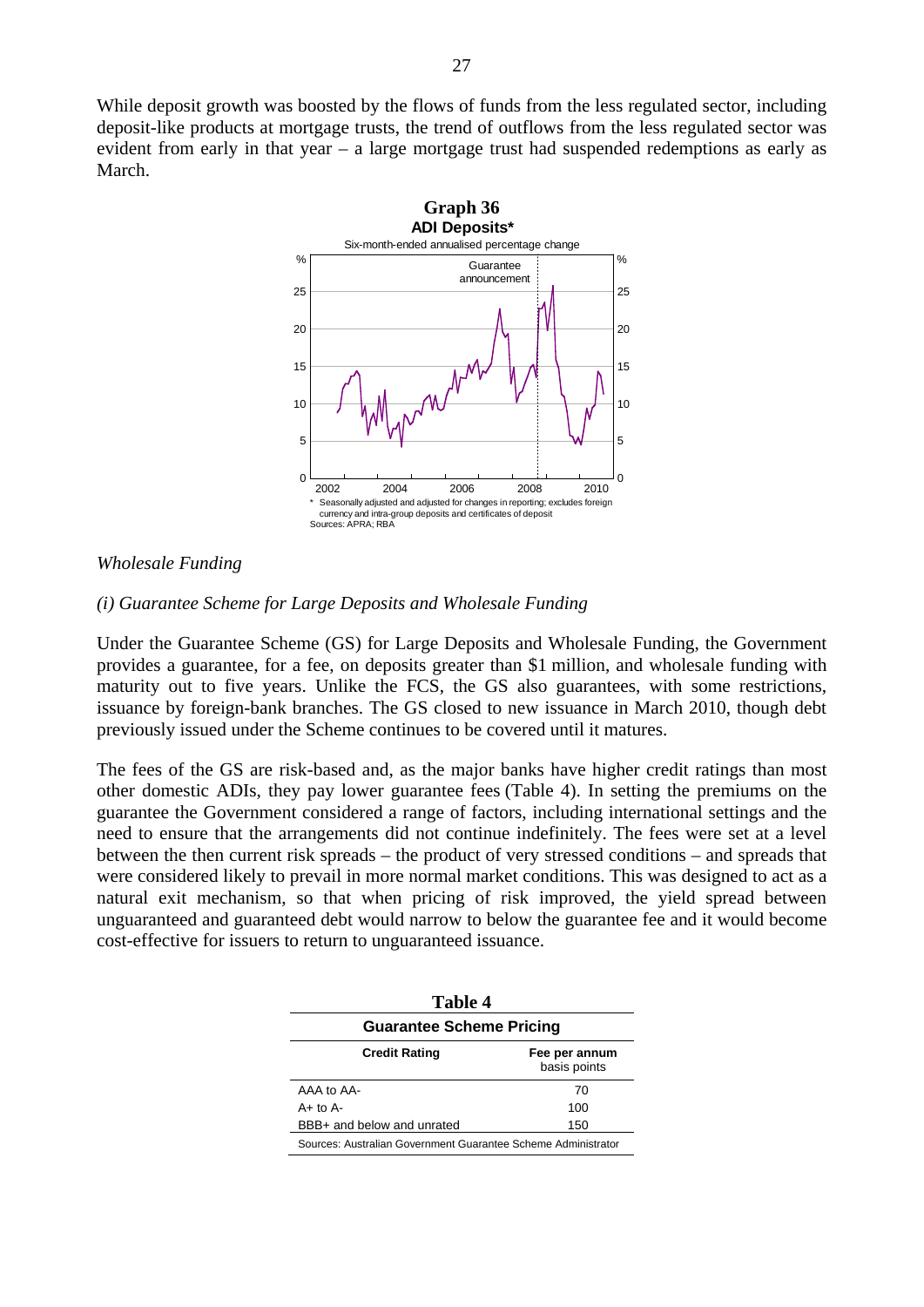While deposit growth was boosted by the flows of funds from the less regulated sector, including deposit-like products at mortgage trusts, the trend of outflows from the less regulated sector was evident from early in that year – a large mortgage trust had suspended redemptions as early as March.

**Graph 36**
**ADI Deposits***
Six-month-ended annualised percentage change

\* Seasonally adjusted and adjusted for changes in reporting; excludes foreign currency and intra-group deposits and certificates of deposit
Sources: APRA; RBA

### *Wholesale Funding*

#### *(i) Guarantee Scheme for Large Deposits and Wholesale Funding*

Under the Guarantee Scheme (GS) for Large Deposits and Wholesale Funding, the Government provides a guarantee, for a fee, on deposits greater than $1 million, and wholesale funding with maturity out to five years. Unlike the FCS, the GS also guarantees, with some restrictions, issuance by foreign-bank branches. The GS closed to new issuance in March 2010, though debt previously issued under the Scheme continues to be covered until it matures.

The fees of the GS are risk-based and, as the major banks have higher credit ratings than most other domestic ADIs, they pay lower guarantee fees (Table 4). In setting the premiums on the guarantee the Government considered a range of factors, including international settings and the need to ensure that the arrangements did not continue indefinitely. The fees were set at a level between the then current risk spreads – the product of very stressed conditions – and spreads that were considered likely to prevail in more normal market conditions. This was designed to act as a natural exit mechanism, so that when pricing of risk improved, the yield spread between unguaranteed and guaranteed debt would narrow to below the guarantee fee and it would become cost-effective for issuers to return to unguaranteed issuance.

**Table 4**
**Guarantee Scheme Pricing**

| Credit Rating | Fee per annum (basis points) |
|---|---|
| AAA to AA- | 70 |
| A+ to A- | 100 |
| BBB+ and below and unrated | 150 |

Sources: Australian Government Guarantee Scheme Administrator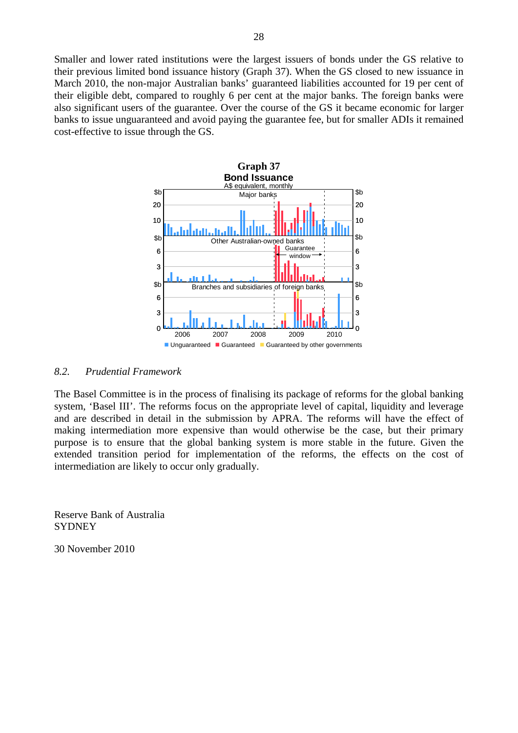Smaller and lower rated institutions were the largest issuers of bonds under the GS relative to their previous limited bond issuance history (Graph 37). When the GS closed to new issuance in March 2010, the non-major Australian banks' guaranteed liabilities accounted for 19 per cent of their eligible debt, compared to roughly 6 per cent at the major banks. The foreign banks were also significant users of the guarantee. Over the course of the GS it became economic for larger banks to issue unguaranteed and avoid paying the guarantee fee, but for smaller ADIs it remained cost-effective to issue through the GS.

Graph 37
Bond Issuance
A$ equivalent, monthly

Major banks
Other Australian-owned banks
Guarantee window
Branches and subsidiaries of foreign banks

$b
20
10
6
3
0

2006 2007 2008 2009 2010

Unguaranteed
Guaranteed
Guaranteed by other governments

*8.2. Prudential Framework*

The Basel Committee is in the process of finalising its package of reforms for the global banking system, 'Basel III'. The reforms focus on the appropriate level of capital, liquidity and leverage and are described in detail in the submission by APRA. The reforms will have the effect of making intermediation more expensive than would otherwise be the case, but their primary purpose is to ensure that the global banking system is more stable in the future. Given the extended transition period for implementation of the reforms, the effects on the cost of intermediation are likely to occur only gradually.

Reserve Bank of Australia
SYDNEY

30 November 2010